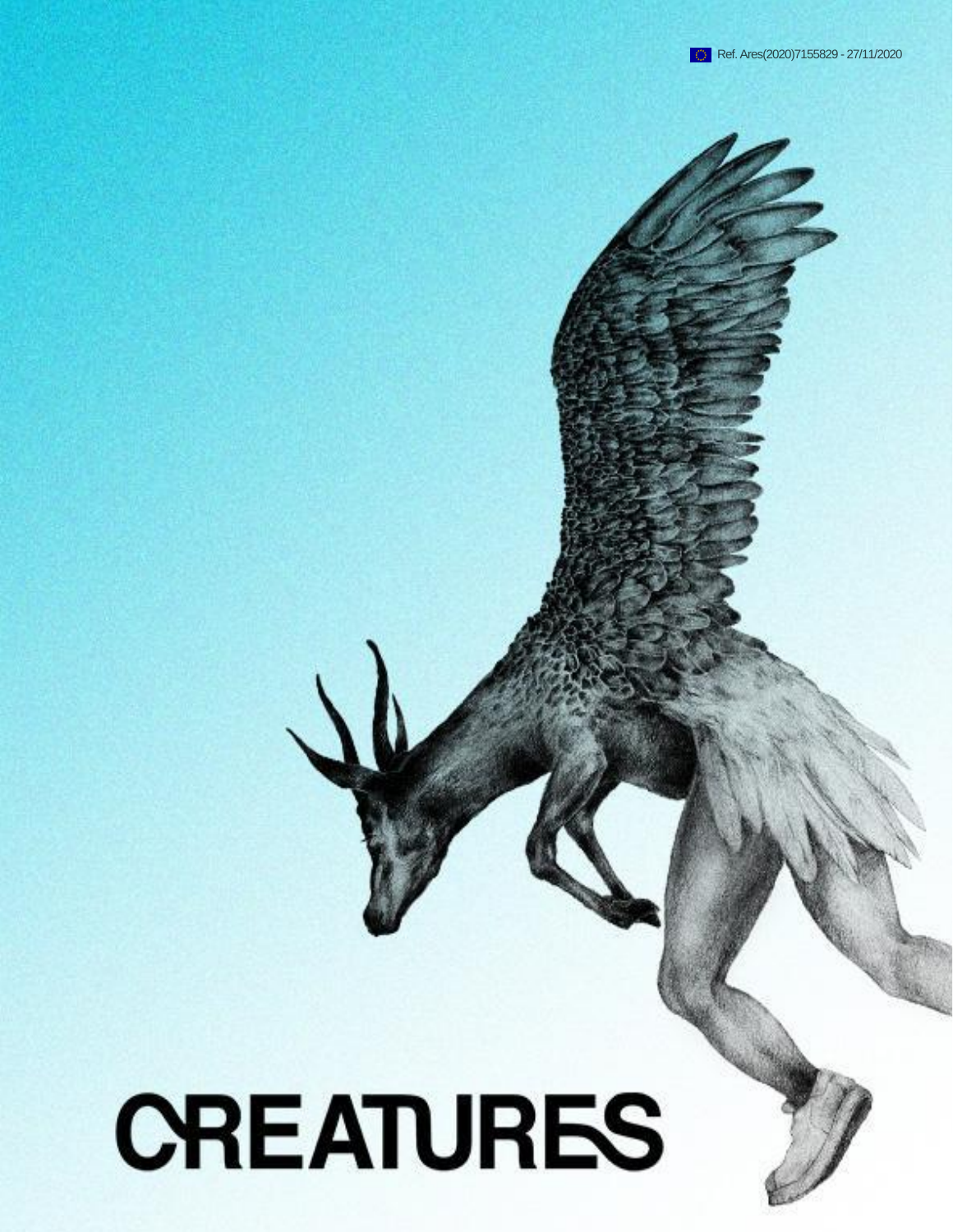Ref. Ares(2020)7155829 - 27/11/2020

# CREATURES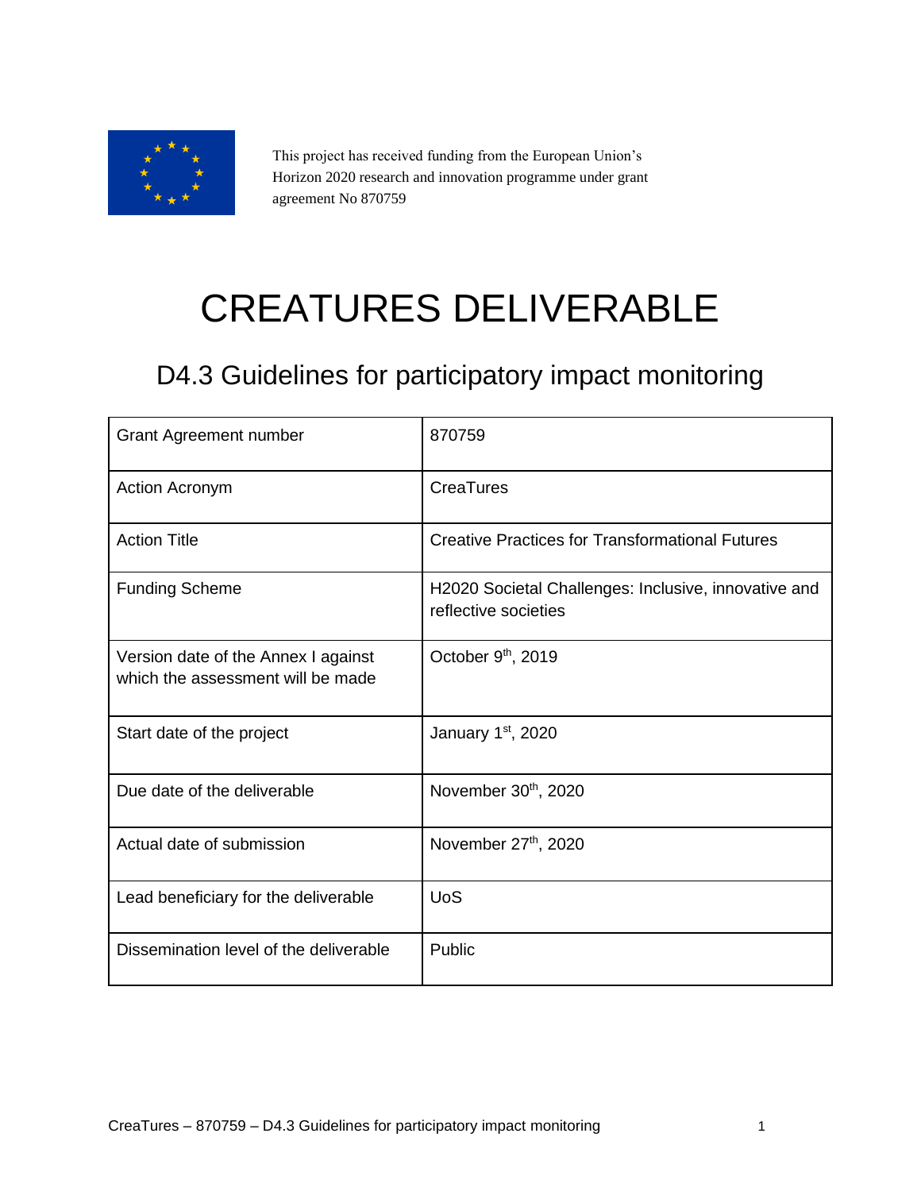This project has received funding from the European Union's Horizon 2020 research and innovation programme under grant agreement No 870759

# CREATURES DELIVERABLE

## D4.3 Guidelines for participatory impact monitoring

| Grant Agreement number | 870759 |
|---|---|
| Action Acronym | CreaTures |
| Action Title | Creative Practices for Transformational Futures |
| Funding Scheme | H2020 Societal Challenges: Inclusive, innovative and reflective societies |
| Version date of the Annex I against which the assessment will be made | October 9th, 2019 |
| Start date of the project | January 1st, 2020 |
| Due date of the deliverable | November 30th, 2020 |
| Actual date of submission | November 27th, 2020 |
| Lead beneficiary for the deliverable | UoS |
| Dissemination level of the deliverable | Public |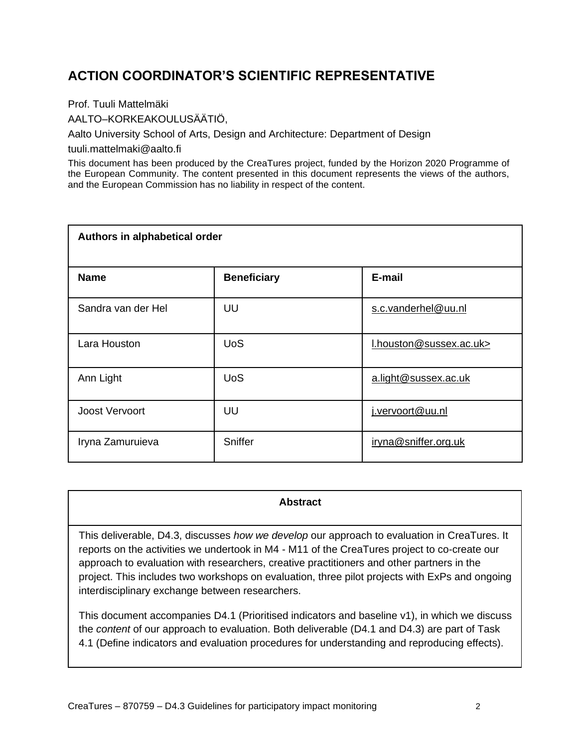## ACTION COORDINATOR'S SCIENTIFIC REPRESENTATIVE

Prof. Tuuli Mattelmäki

AALTO–KORKEAKOULUSÄÄTIÖ,

Aalto University School of Arts, Design and Architecture: Department of Design

tuuli.mattelmaki@aalto.fi

This document has been produced by the CreaTures project, funded by the Horizon 2020 Programme of the European Community. The content presented in this document represents the views of the authors, and the European Commission has no liability in respect of the content.

| **Authors in alphabetical order** | | |
|---|---|---|
| **Name** | **Beneficiary** | **E-mail** |
| Sandra van der Hel | UU | s.c.vanderhel@uu.nl |
| Lara Houston | UoS | l.houston@sussex.ac.uk> |
| Ann Light | UoS | a.light@sussex.ac.uk |
| Joost Vervoort | UU | j.vervoort@uu.nl |
| Iryna Zamuruieva | Sniffer | iryna@sniffer.org.uk |

**Abstract**

This deliverable, D4.3, discusses *how we develop* our approach to evaluation in CreaTures. It reports on the activities we undertook in M4 - M11 of the CreaTures project to co-create our approach to evaluation with researchers, creative practitioners and other partners in the project. This includes two workshops on evaluation, three pilot projects with ExPs and ongoing interdisciplinary exchange between researchers.

This document accompanies D4.1 (Prioritised indicators and baseline v1), in which we discuss the *content* of our approach to evaluation. Both deliverable (D4.1 and D4.3) are part of Task 4.1 (Define indicators and evaluation procedures for understanding and reproducing effects).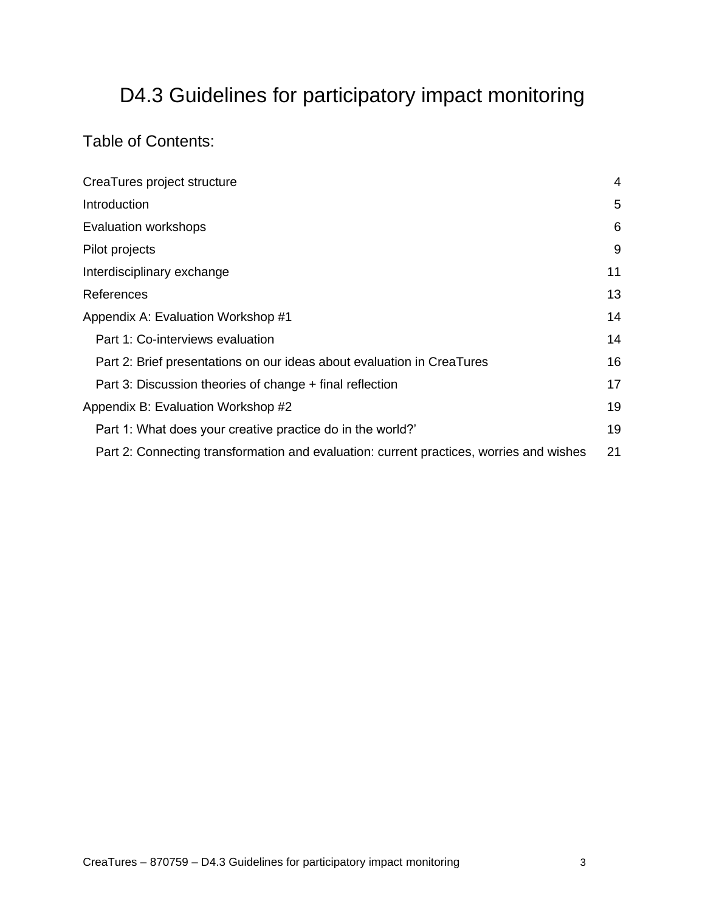# D4.3 Guidelines for participatory impact monitoring

## Table of Contents:

| | |
|---|---|
| CreaTures project structure | 4 |
| Introduction | 5 |
| Evaluation workshops | 6 |
| Pilot projects | 9 |
| Interdisciplinary exchange | 11 |
| References | 13 |
| Appendix A: Evaluation Workshop #1 | 14 |
| Part 1: Co-interviews evaluation | 14 |
| Part 2: Brief presentations on our ideas about evaluation in CreaTures | 16 |
| Part 3: Discussion theories of change + final reflection | 17 |
| Appendix B: Evaluation Workshop #2 | 19 |
| Part 1: What does your creative practice do in the world?' | 19 |
| Part 2: Connecting transformation and evaluation: current practices, worries and wishes | 21 |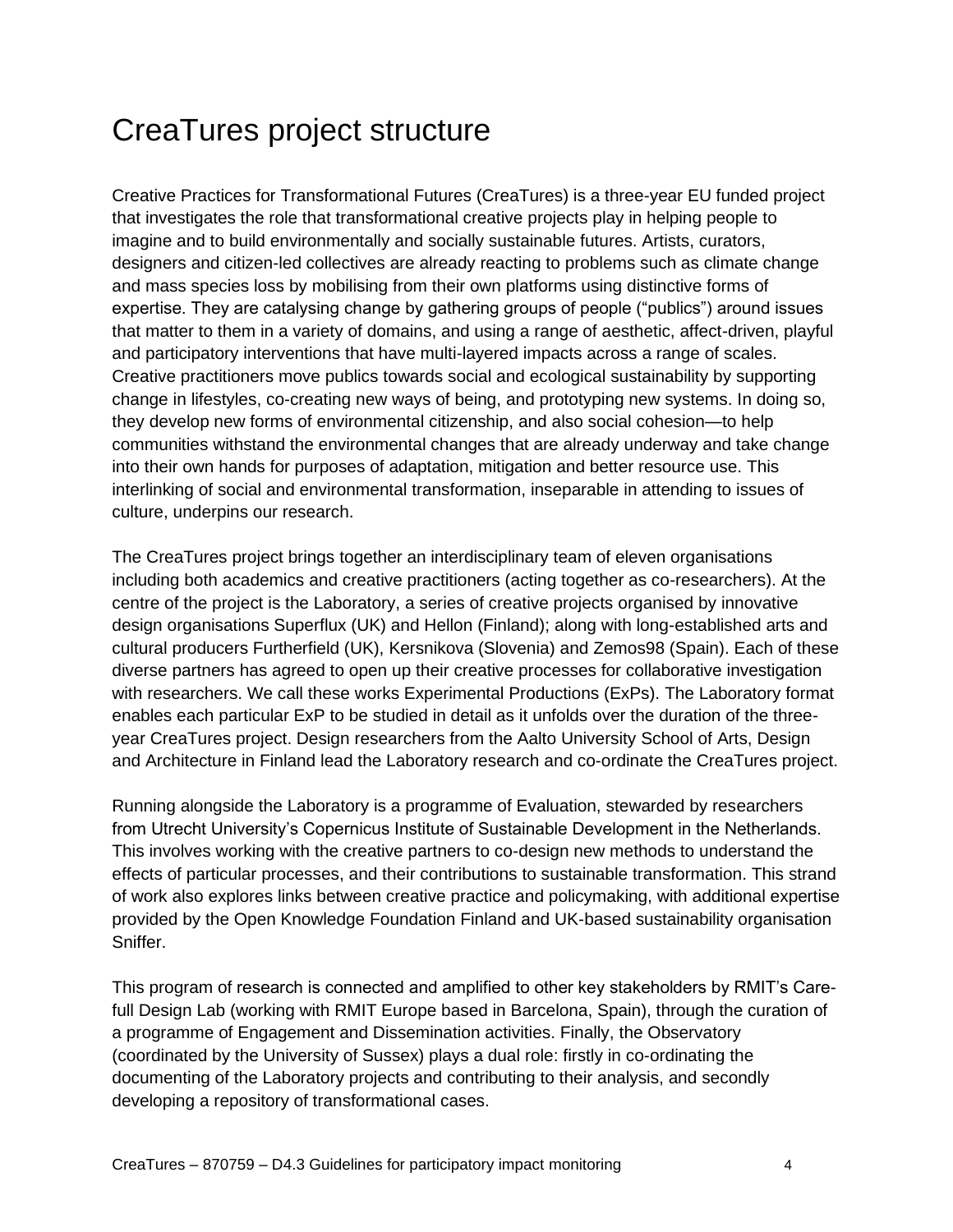# CreaTures project structure

Creative Practices for Transformational Futures (CreaTures) is a three-year EU funded project that investigates the role that transformational creative projects play in helping people to imagine and to build environmentally and socially sustainable futures. Artists, curators, designers and citizen-led collectives are already reacting to problems such as climate change and mass species loss by mobilising from their own platforms using distinctive forms of expertise. They are catalysing change by gathering groups of people ("publics") around issues that matter to them in a variety of domains, and using a range of aesthetic, affect-driven, playful and participatory interventions that have multi-layered impacts across a range of scales. Creative practitioners move publics towards social and ecological sustainability by supporting change in lifestyles, co-creating new ways of being, and prototyping new systems. In doing so, they develop new forms of environmental citizenship, and also social cohesion—to help communities withstand the environmental changes that are already underway and take change into their own hands for purposes of adaptation, mitigation and better resource use. This interlinking of social and environmental transformation, inseparable in attending to issues of culture, underpins our research.

The CreaTures project brings together an interdisciplinary team of eleven organisations including both academics and creative practitioners (acting together as co-researchers). At the centre of the project is the Laboratory, a series of creative projects organised by innovative design organisations Superflux (UK) and Hellon (Finland); along with long-established arts and cultural producers Furtherfield (UK), Kersnikova (Slovenia) and Zemos98 (Spain). Each of these diverse partners has agreed to open up their creative processes for collaborative investigation with researchers. We call these works Experimental Productions (ExPs). The Laboratory format enables each particular ExP to be studied in detail as it unfolds over the duration of the three-year CreaTures project. Design researchers from the Aalto University School of Arts, Design and Architecture in Finland lead the Laboratory research and co-ordinate the CreaTures project.

Running alongside the Laboratory is a programme of Evaluation, stewarded by researchers from Utrecht University's Copernicus Institute of Sustainable Development in the Netherlands. This involves working with the creative partners to co-design new methods to understand the effects of particular processes, and their contributions to sustainable transformation. This strand of work also explores links between creative practice and policymaking, with additional expertise provided by the Open Knowledge Foundation Finland and UK-based sustainability organisation Sniffer.

This program of research is connected and amplified to other key stakeholders by RMIT's Care-full Design Lab (working with RMIT Europe based in Barcelona, Spain), through the curation of a programme of Engagement and Dissemination activities. Finally, the Observatory (coordinated by the University of Sussex) plays a dual role: firstly in co-ordinating the documenting of the Laboratory projects and contributing to their analysis, and secondly developing a repository of transformational cases.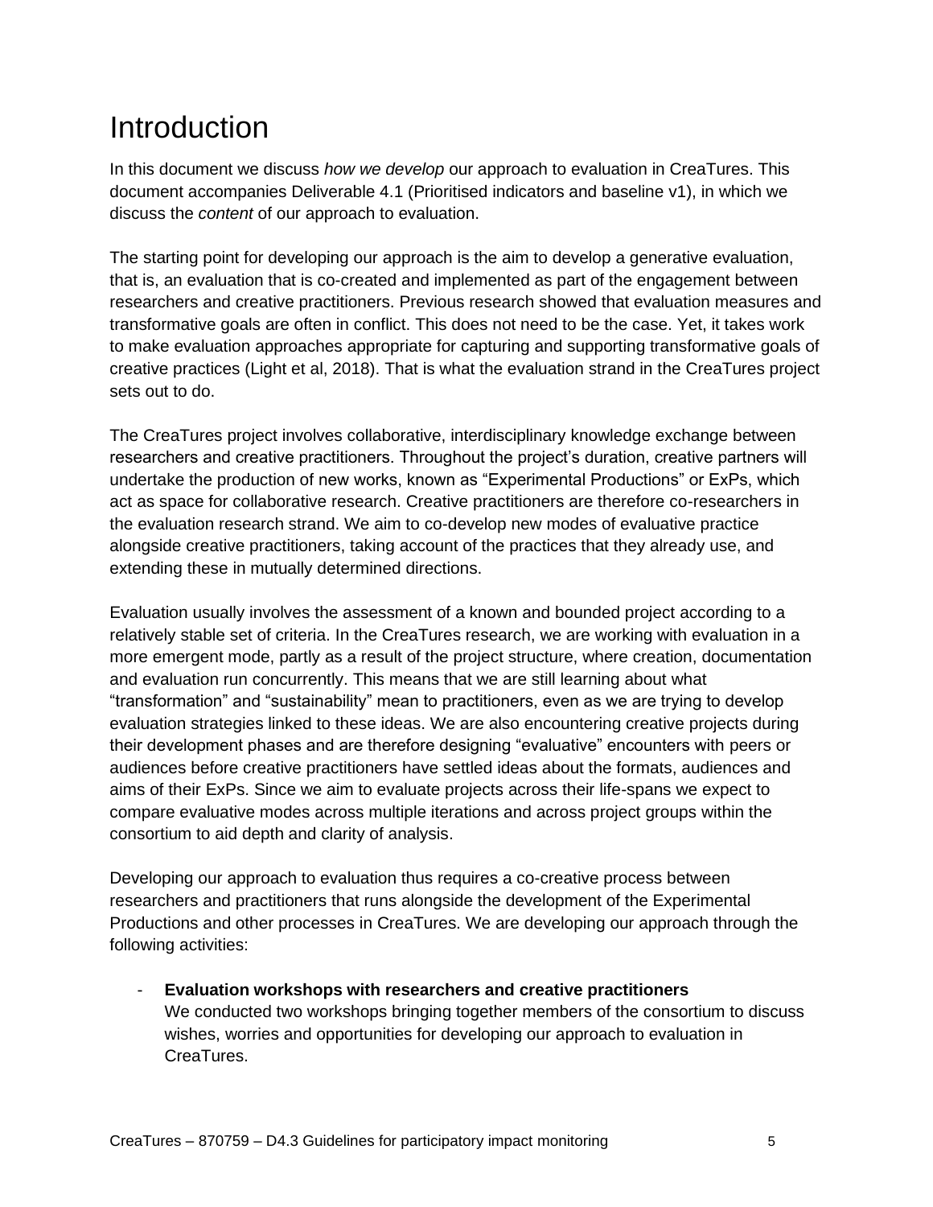# Introduction

In this document we discuss *how we develop* our approach to evaluation in CreaTures. This document accompanies Deliverable 4.1 (Prioritised indicators and baseline v1), in which we discuss the *content* of our approach to evaluation.

The starting point for developing our approach is the aim to develop a generative evaluation, that is, an evaluation that is co-created and implemented as part of the engagement between researchers and creative practitioners. Previous research showed that evaluation measures and transformative goals are often in conflict. This does not need to be the case. Yet, it takes work to make evaluation approaches appropriate for capturing and supporting transformative goals of creative practices (Light et al, 2018). That is what the evaluation strand in the CreaTures project sets out to do.

The CreaTures project involves collaborative, interdisciplinary knowledge exchange between researchers and creative practitioners. Throughout the project's duration, creative partners will undertake the production of new works, known as "Experimental Productions" or ExPs, which act as space for collaborative research. Creative practitioners are therefore co-researchers in the evaluation research strand. We aim to co-develop new modes of evaluative practice alongside creative practitioners, taking account of the practices that they already use, and extending these in mutually determined directions.

Evaluation usually involves the assessment of a known and bounded project according to a relatively stable set of criteria. In the CreaTures research, we are working with evaluation in a more emergent mode, partly as a result of the project structure, where creation, documentation and evaluation run concurrently. This means that we are still learning about what "transformation" and "sustainability" mean to practitioners, even as we are trying to develop evaluation strategies linked to these ideas. We are also encountering creative projects during their development phases and are therefore designing "evaluative" encounters with peers or audiences before creative practitioners have settled ideas about the formats, audiences and aims of their ExPs. Since we aim to evaluate projects across their life-spans we expect to compare evaluative modes across multiple iterations and across project groups within the consortium to aid depth and clarity of analysis.

Developing our approach to evaluation thus requires a co-creative process between researchers and practitioners that runs alongside the development of the Experimental Productions and other processes in CreaTures. We are developing our approach through the following activities:

- **Evaluation workshops with researchers and creative practitioners**
  We conducted two workshops bringing together members of the consortium to discuss wishes, worries and opportunities for developing our approach to evaluation in CreaTures.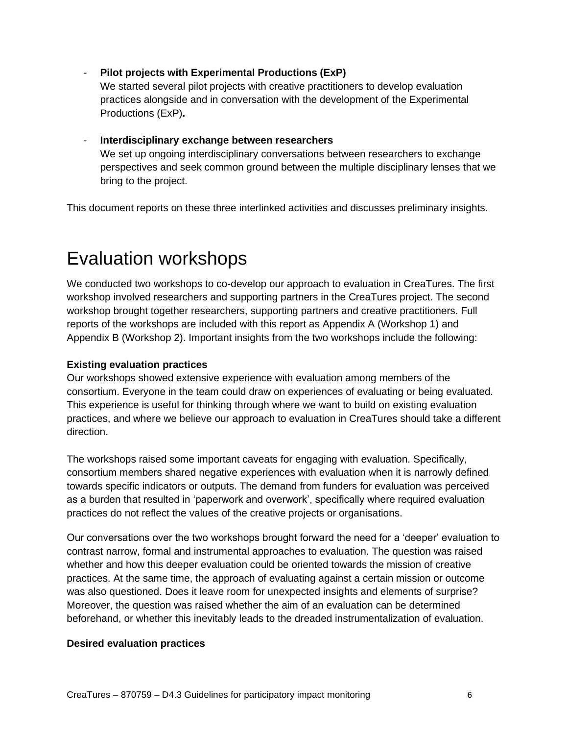- **Pilot projects with Experimental Productions (ExP)**
  We started several pilot projects with creative practitioners to develop evaluation practices alongside and in conversation with the development of the Experimental Productions (ExP)**.**

- **Interdisciplinary exchange between researchers**
  We set up ongoing interdisciplinary conversations between researchers to exchange perspectives and seek common ground between the multiple disciplinary lenses that we bring to the project.

This document reports on these three interlinked activities and discusses preliminary insights.

# Evaluation workshops

We conducted two workshops to co-develop our approach to evaluation in CreaTures. The first workshop involved researchers and supporting partners in the CreaTures project. The second workshop brought together researchers, supporting partners and creative practitioners. Full reports of the workshops are included with this report as Appendix A (Workshop 1) and Appendix B (Workshop 2). Important insights from the two workshops include the following:

**Existing evaluation practices**

Our workshops showed extensive experience with evaluation among members of the consortium. Everyone in the team could draw on experiences of evaluating or being evaluated. This experience is useful for thinking through where we want to build on existing evaluation practices, and where we believe our approach to evaluation in CreaTures should take a different direction.

The workshops raised some important caveats for engaging with evaluation. Specifically, consortium members shared negative experiences with evaluation when it is narrowly defined towards specific indicators or outputs. The demand from funders for evaluation was perceived as a burden that resulted in 'paperwork and overwork', specifically where required evaluation practices do not reflect the values of the creative projects or organisations.

Our conversations over the two workshops brought forward the need for a 'deeper' evaluation to contrast narrow, formal and instrumental approaches to evaluation. The question was raised whether and how this deeper evaluation could be oriented towards the mission of creative practices. At the same time, the approach of evaluating against a certain mission or outcome was also questioned. Does it leave room for unexpected insights and elements of surprise? Moreover, the question was raised whether the aim of an evaluation can be determined beforehand, or whether this inevitably leads to the dreaded instrumentalization of evaluation.

**Desired evaluation practices**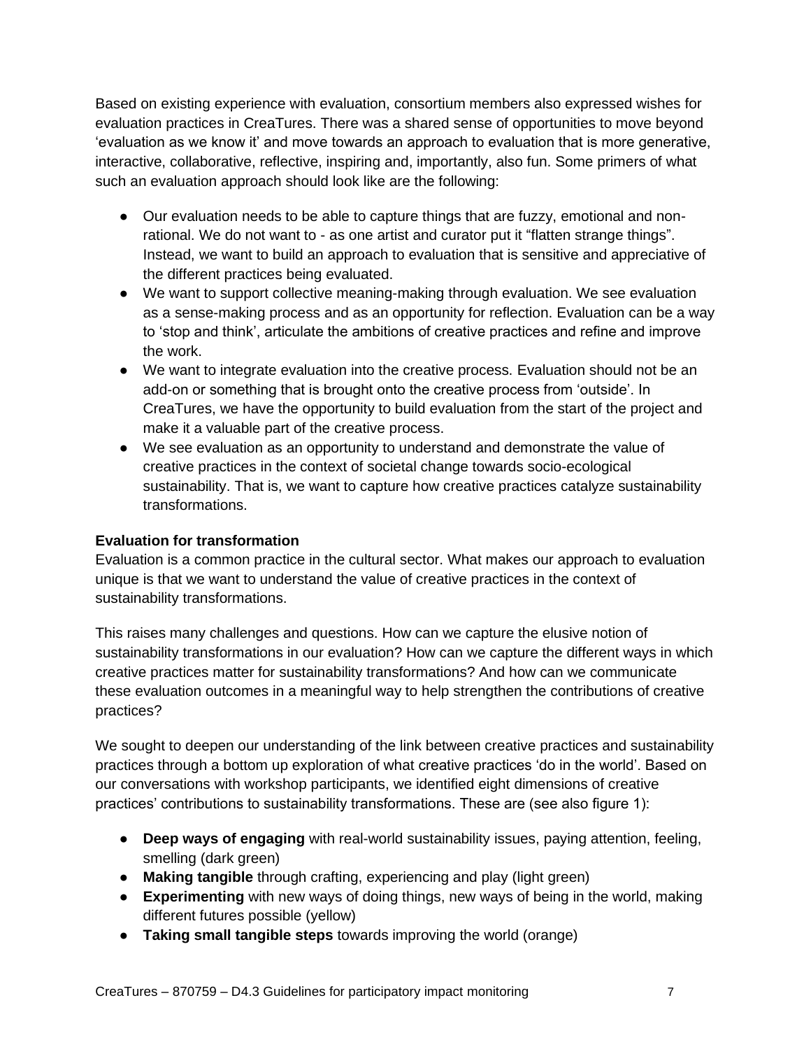Based on existing experience with evaluation, consortium members also expressed wishes for evaluation practices in CreaTures. There was a shared sense of opportunities to move beyond 'evaluation as we know it' and move towards an approach to evaluation that is more generative, interactive, collaborative, reflective, inspiring and, importantly, also fun. Some primers of what such an evaluation approach should look like are the following:

- Our evaluation needs to be able to capture things that are fuzzy, emotional and non-rational. We do not want to - as one artist and curator put it "flatten strange things". Instead, we want to build an approach to evaluation that is sensitive and appreciative of the different practices being evaluated.
- We want to support collective meaning-making through evaluation. We see evaluation as a sense-making process and as an opportunity for reflection. Evaluation can be a way to 'stop and think', articulate the ambitions of creative practices and refine and improve the work.
- We want to integrate evaluation into the creative process. Evaluation should not be an add-on or something that is brought onto the creative process from 'outside'. In CreaTures, we have the opportunity to build evaluation from the start of the project and make it a valuable part of the creative process.
- We see evaluation as an opportunity to understand and demonstrate the value of creative practices in the context of societal change towards socio-ecological sustainability. That is, we want to capture how creative practices catalyze sustainability transformations.

**Evaluation for transformation**

Evaluation is a common practice in the cultural sector. What makes our approach to evaluation unique is that we want to understand the value of creative practices in the context of sustainability transformations.

This raises many challenges and questions. How can we capture the elusive notion of sustainability transformations in our evaluation? How can we capture the different ways in which creative practices matter for sustainability transformations? And how can we communicate these evaluation outcomes in a meaningful way to help strengthen the contributions of creative practices?

We sought to deepen our understanding of the link between creative practices and sustainability practices through a bottom up exploration of what creative practices 'do in the world'. Based on our conversations with workshop participants, we identified eight dimensions of creative practices' contributions to sustainability transformations. These are (see also figure 1):

- **Deep ways of engaging** with real-world sustainability issues, paying attention, feeling, smelling (dark green)
- **Making tangible** through crafting, experiencing and play (light green)
- **Experimenting** with new ways of doing things, new ways of being in the world, making different futures possible (yellow)
- **Taking small tangible steps** towards improving the world (orange)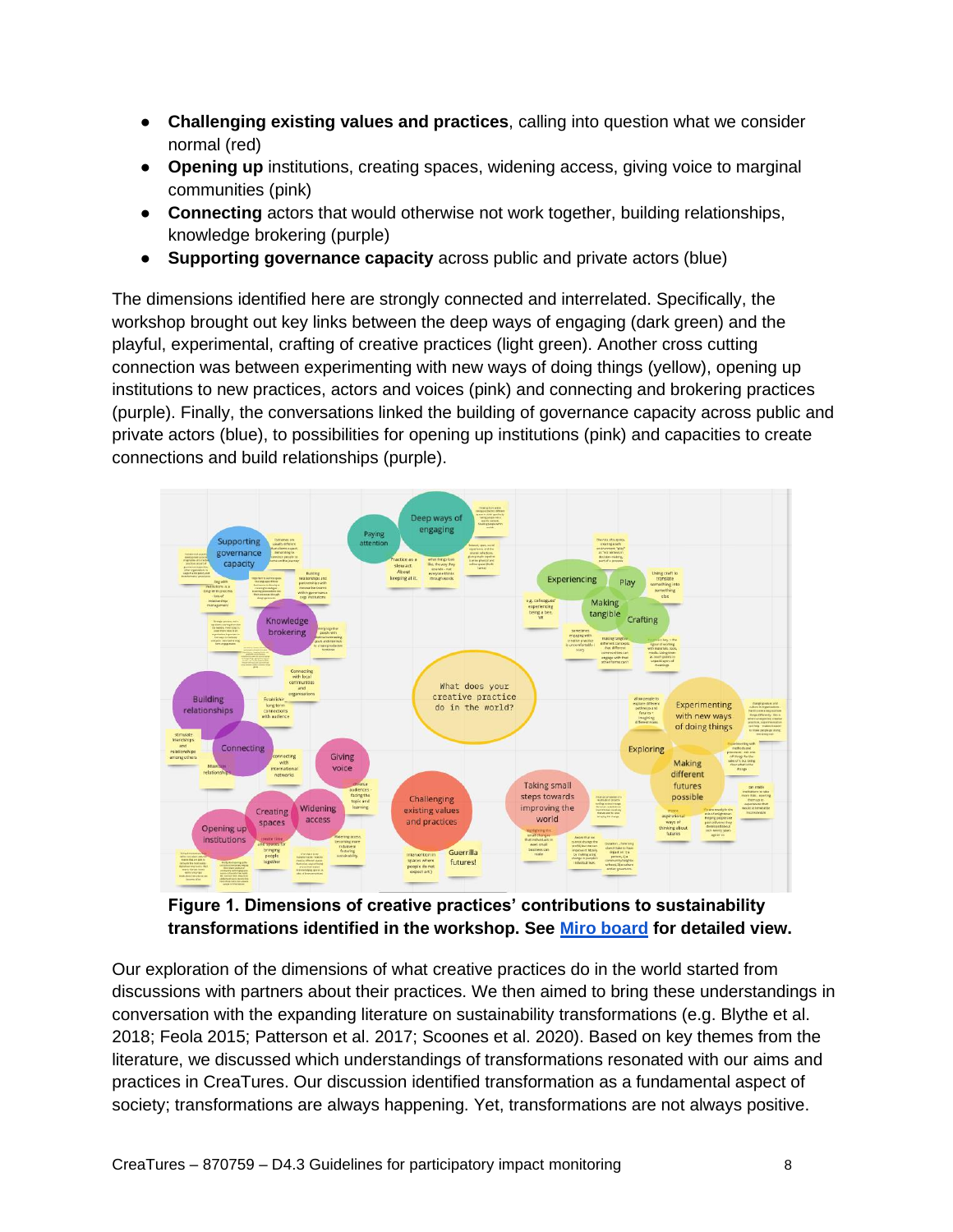- **Challenging existing values and practices**, calling into question what we consider normal (red)
- **Opening up** institutions, creating spaces, widening access, giving voice to marginal communities (pink)
- **Connecting** actors that would otherwise not work together, building relationships, knowledge brokering (purple)
- **Supporting governance capacity** across public and private actors (blue)

The dimensions identified here are strongly connected and interrelated. Specifically, the workshop brought out key links between the deep ways of engaging (dark green) and the playful, experimental, crafting of creative practices (light green). Another cross cutting connection was between experimenting with new ways of doing things (yellow), opening up institutions to new practices, actors and voices (pink) and connecting and brokering practices (purple). Finally, the conversations linked the building of governance capacity across public and private actors (blue), to possibilities for opening up institutions (pink) and capacities to create connections and build relationships (purple).

**Figure 1. Dimensions of creative practices' contributions to sustainability transformations identified in the workshop. See [Miro board] for detailed view.**

Our exploration of the dimensions of what creative practices do in the world started from discussions with partners about their practices. We then aimed to bring these understandings in conversation with the expanding literature on sustainability transformations (e.g. Blythe et al. 2018; Feola 2015; Patterson et al. 2017; Scoones et al. 2020). Based on key themes from the literature, we discussed which understandings of transformations resonated with our aims and practices in CreaTures. Our discussion identified transformation as a fundamental aspect of society; transformations are always happening. Yet, transformations are not always positive.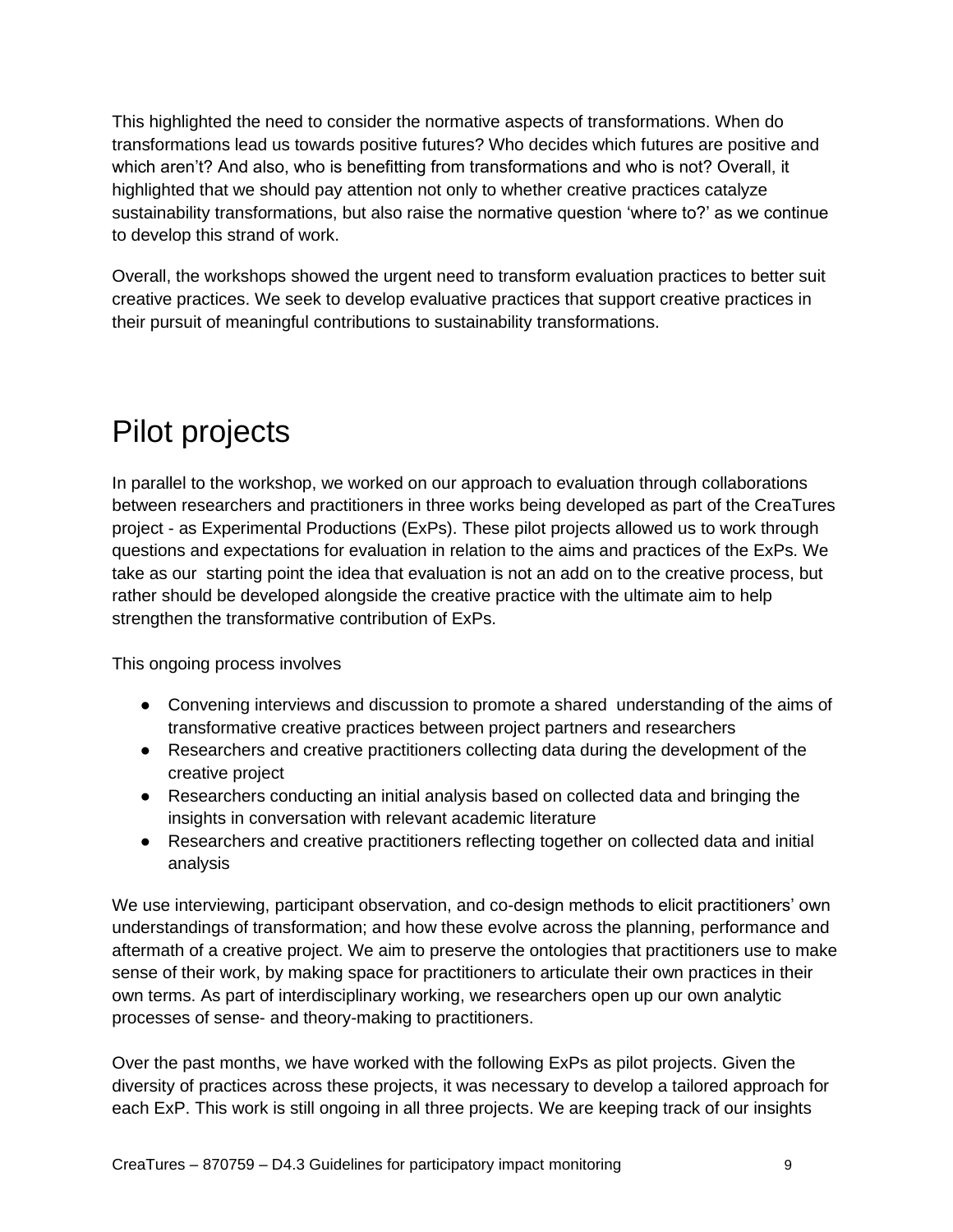This highlighted the need to consider the normative aspects of transformations. When do transformations lead us towards positive futures? Who decides which futures are positive and which aren't? And also, who is benefitting from transformations and who is not? Overall, it highlighted that we should pay attention not only to whether creative practices catalyze sustainability transformations, but also raise the normative question 'where to?' as we continue to develop this strand of work.

Overall, the workshops showed the urgent need to transform evaluation practices to better suit creative practices. We seek to develop evaluative practices that support creative practices in their pursuit of meaningful contributions to sustainability transformations.

# Pilot projects

In parallel to the workshop, we worked on our approach to evaluation through collaborations between researchers and practitioners in three works being developed as part of the CreaTures project - as Experimental Productions (ExPs). These pilot projects allowed us to work through questions and expectations for evaluation in relation to the aims and practices of the ExPs. We take as our starting point the idea that evaluation is not an add on to the creative process, but rather should be developed alongside the creative practice with the ultimate aim to help strengthen the transformative contribution of ExPs.

This ongoing process involves

- Convening interviews and discussion to promote a shared understanding of the aims of transformative creative practices between project partners and researchers
- Researchers and creative practitioners collecting data during the development of the creative project
- Researchers conducting an initial analysis based on collected data and bringing the insights in conversation with relevant academic literature
- Researchers and creative practitioners reflecting together on collected data and initial analysis

We use interviewing, participant observation, and co-design methods to elicit practitioners' own understandings of transformation; and how these evolve across the planning, performance and aftermath of a creative project. We aim to preserve the ontologies that practitioners use to make sense of their work, by making space for practitioners to articulate their own practices in their own terms. As part of interdisciplinary working, we researchers open up our own analytic processes of sense- and theory-making to practitioners.

Over the past months, we have worked with the following ExPs as pilot projects. Given the diversity of practices across these projects, it was necessary to develop a tailored approach for each ExP. This work is still ongoing in all three projects. We are keeping track of our insights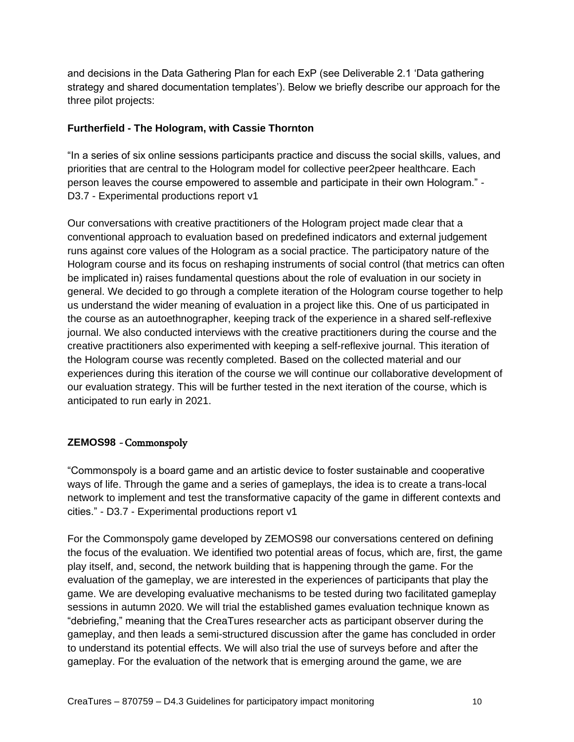and decisions in the Data Gathering Plan for each ExP (see Deliverable 2.1 'Data gathering strategy and shared documentation templates'). Below we briefly describe our approach for the three pilot projects:

### Furtherfield - The Hologram, with Cassie Thornton

"In a series of six online sessions participants practice and discuss the social skills, values, and priorities that are central to the Hologram model for collective peer2peer healthcare. Each person leaves the course empowered to assemble and participate in their own Hologram." - D3.7 - Experimental productions report v1

Our conversations with creative practitioners of the Hologram project made clear that a conventional approach to evaluation based on predefined indicators and external judgement runs against core values of the Hologram as a social practice. The participatory nature of the Hologram course and its focus on reshaping instruments of social control (that metrics can often be implicated in) raises fundamental questions about the role of evaluation in our society in general. We decided to go through a complete iteration of the Hologram course together to help us understand the wider meaning of evaluation in a project like this. One of us participated in the course as an autoethnographer, keeping track of the experience in a shared self-reflexive journal. We also conducted interviews with the creative practitioners during the course and the creative practitioners also experimented with keeping a self-reflexive journal. This iteration of the Hologram course was recently completed. Based on the collected material and our experiences during this iteration of the course we will continue our collaborative development of our evaluation strategy. This will be further tested in the next iteration of the course, which is anticipated to run early in 2021.

### ZEMOS98 - Commonspoly

"Commonspoly is a board game and an artistic device to foster sustainable and cooperative ways of life. Through the game and a series of gameplays, the idea is to create a trans-local network to implement and test the transformative capacity of the game in different contexts and cities." - D3.7 - Experimental productions report v1

For the Commonspoly game developed by ZEMOS98 our conversations centered on defining the focus of the evaluation. We identified two potential areas of focus, which are, first, the game play itself, and, second, the network building that is happening through the game. For the evaluation of the gameplay, we are interested in the experiences of participants that play the game. We are developing evaluative mechanisms to be tested during two facilitated gameplay sessions in autumn 2020. We will trial the established games evaluation technique known as "debriefing," meaning that the CreaTures researcher acts as participant observer during the gameplay, and then leads a semi-structured discussion after the game has concluded in order to understand its potential effects. We will also trial the use of surveys before and after the gameplay. For the evaluation of the network that is emerging around the game, we are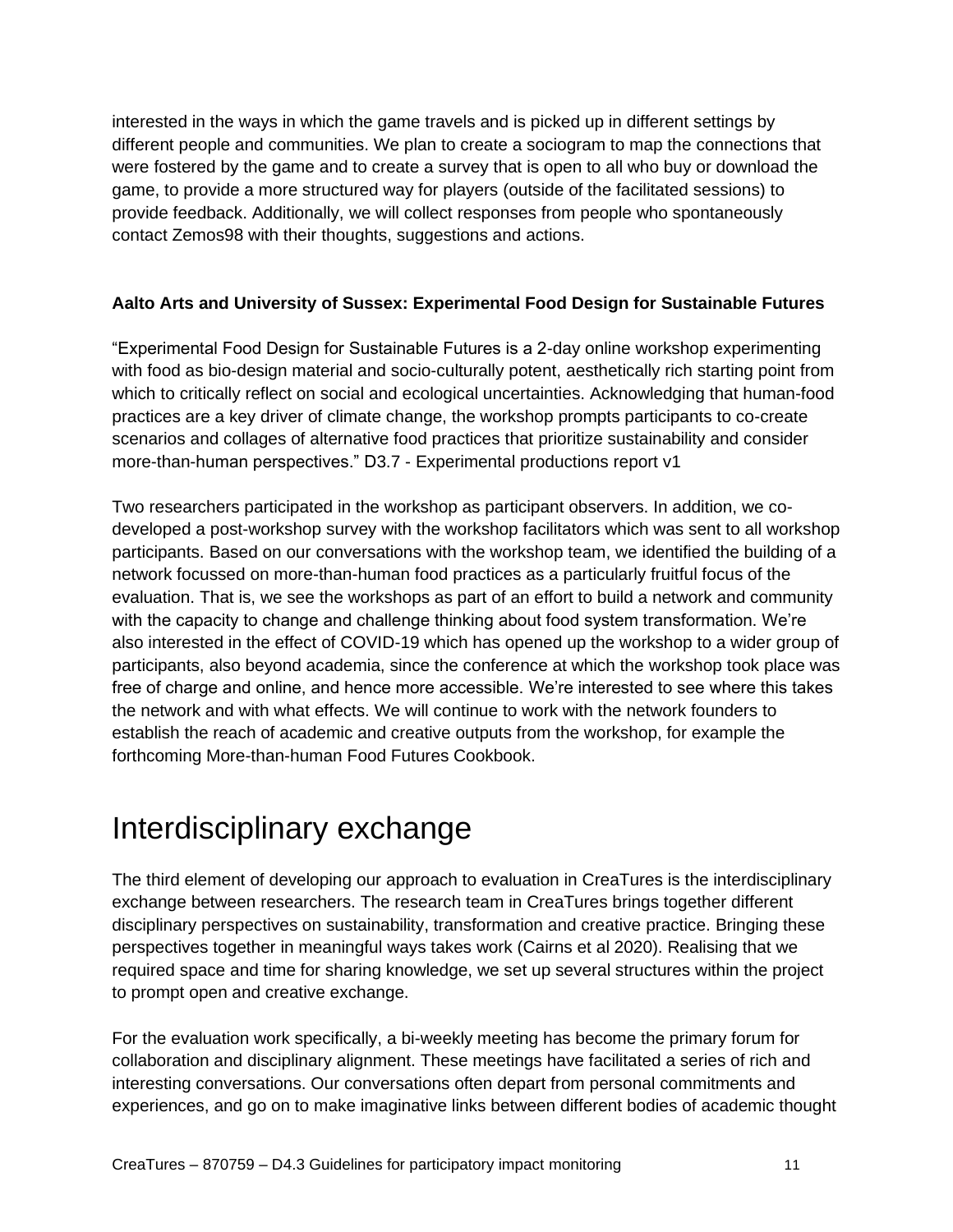interested in the ways in which the game travels and is picked up in different settings by different people and communities. We plan to create a sociogram to map the connections that were fostered by the game and to create a survey that is open to all who buy or download the game, to provide a more structured way for players (outside of the facilitated sessions) to provide feedback. Additionally, we will collect responses from people who spontaneously contact Zemos98 with their thoughts, suggestions and actions.

**Aalto Arts and University of Sussex: Experimental Food Design for Sustainable Futures**

“Experimental Food Design for Sustainable Futures is a 2-day online workshop experimenting with food as bio-design material and socio-culturally potent, aesthetically rich starting point from which to critically reflect on social and ecological uncertainties. Acknowledging that human-food practices are a key driver of climate change, the workshop prompts participants to co-create scenarios and collages of alternative food practices that prioritize sustainability and consider more-than-human perspectives.” D3.7 - Experimental productions report v1

Two researchers participated in the workshop as participant observers. In addition, we co-developed a post-workshop survey with the workshop facilitators which was sent to all workshop participants. Based on our conversations with the workshop team, we identified the building of a network focussed on more-than-human food practices as a particularly fruitful focus of the evaluation. That is, we see the workshops as part of an effort to build a network and community with the capacity to change and challenge thinking about food system transformation. We’re also interested in the effect of COVID-19 which has opened up the workshop to a wider group of participants, also beyond academia, since the conference at which the workshop took place was free of charge and online, and hence more accessible. We’re interested to see where this takes the network and with what effects. We will continue to work with the network founders to establish the reach of academic and creative outputs from the workshop, for example the forthcoming More-than-human Food Futures Cookbook.

# Interdisciplinary exchange

The third element of developing our approach to evaluation in CreaTures is the interdisciplinary exchange between researchers. The research team in CreaTures brings together different disciplinary perspectives on sustainability, transformation and creative practice. Bringing these perspectives together in meaningful ways takes work (Cairns et al 2020). Realising that we required space and time for sharing knowledge, we set up several structures within the project to prompt open and creative exchange.

For the evaluation work specifically, a bi-weekly meeting has become the primary forum for collaboration and disciplinary alignment. These meetings have facilitated a series of rich and interesting conversations. Our conversations often depart from personal commitments and experiences, and go on to make imaginative links between different bodies of academic thought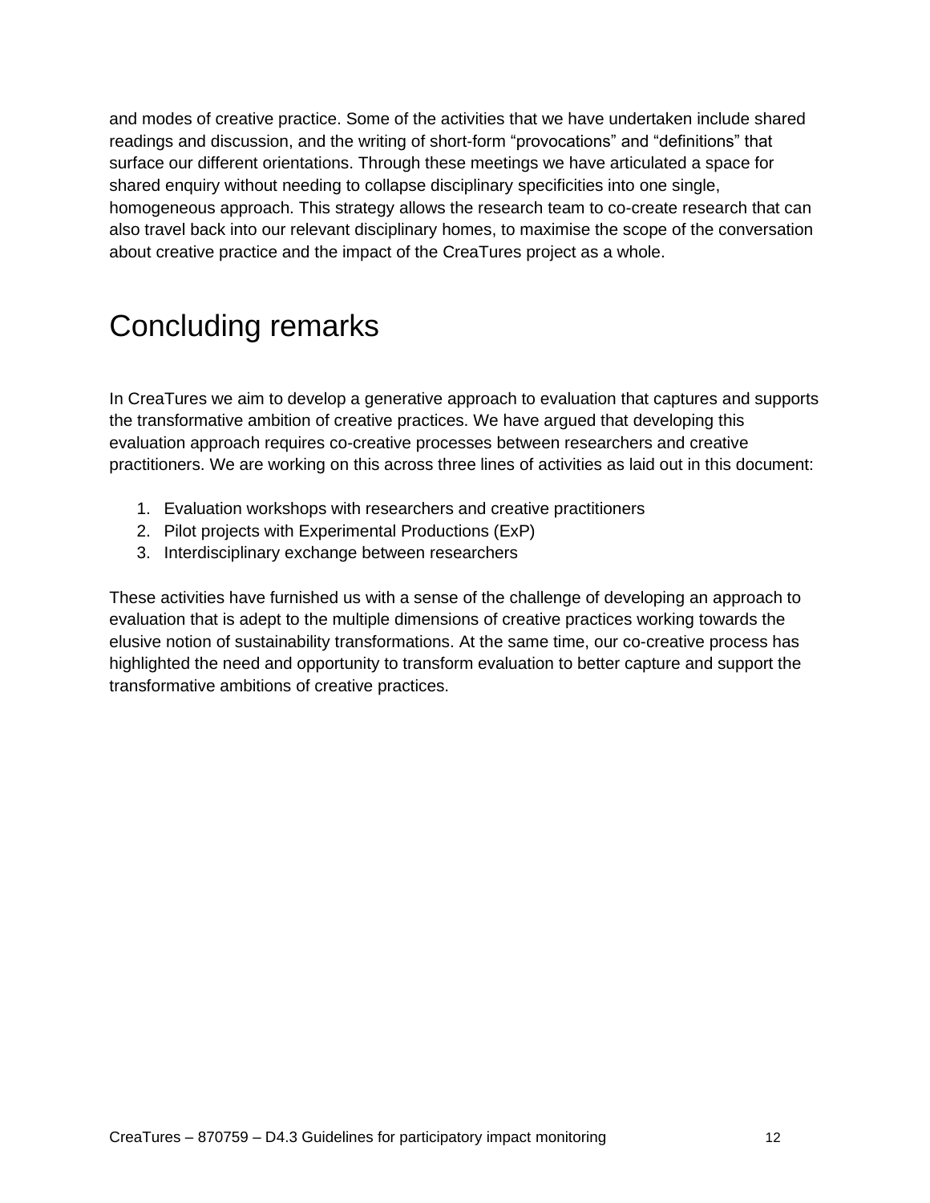and modes of creative practice. Some of the activities that we have undertaken include shared readings and discussion, and the writing of short-form “provocations” and “definitions” that surface our different orientations. Through these meetings we have articulated a space for shared enquiry without needing to collapse disciplinary specificities into one single, homogeneous approach. This strategy allows the research team to co-create research that can also travel back into our relevant disciplinary homes, to maximise the scope of the conversation about creative practice and the impact of the CreaTures project as a whole.

# Concluding remarks

In CreaTures we aim to develop a generative approach to evaluation that captures and supports the transformative ambition of creative practices. We have argued that developing this evaluation approach requires co-creative processes between researchers and creative practitioners. We are working on this across three lines of activities as laid out in this document:

1. Evaluation workshops with researchers and creative practitioners
2. Pilot projects with Experimental Productions (ExP)
3. Interdisciplinary exchange between researchers

These activities have furnished us with a sense of the challenge of developing an approach to evaluation that is adept to the multiple dimensions of creative practices working towards the elusive notion of sustainability transformations. At the same time, our co-creative process has highlighted the need and opportunity to transform evaluation to better capture and support the transformative ambitions of creative practices.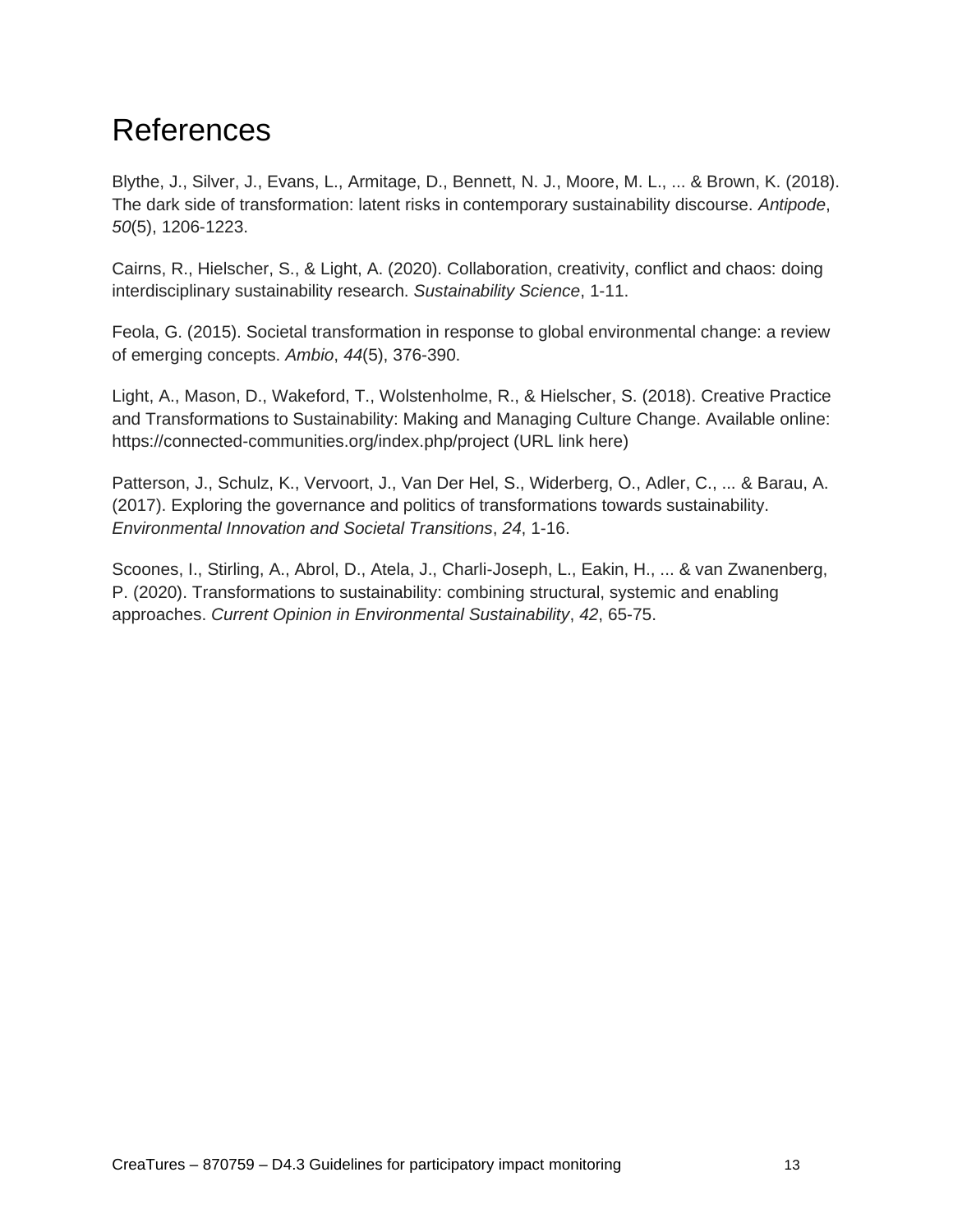# References

Blythe, J., Silver, J., Evans, L., Armitage, D., Bennett, N. J., Moore, M. L., ... & Brown, K. (2018). The dark side of transformation: latent risks in contemporary sustainability discourse. *Antipode*, *50*(5), 1206-1223.

Cairns, R., Hielscher, S., & Light, A. (2020). Collaboration, creativity, conflict and chaos: doing interdisciplinary sustainability research. *Sustainability Science*, 1-11.

Feola, G. (2015). Societal transformation in response to global environmental change: a review of emerging concepts. *Ambio*, *44*(5), 376-390.

Light, A., Mason, D., Wakeford, T., Wolstenholme, R., & Hielscher, S. (2018). Creative Practice and Transformations to Sustainability: Making and Managing Culture Change. Available online: https://connected-communities.org/index.php/project (URL link here)

Patterson, J., Schulz, K., Vervoort, J., Van Der Hel, S., Widerberg, O., Adler, C., ... & Barau, A. (2017). Exploring the governance and politics of transformations towards sustainability. *Environmental Innovation and Societal Transitions*, *24*, 1-16.

Scoones, I., Stirling, A., Abrol, D., Atela, J., Charli-Joseph, L., Eakin, H., ... & van Zwanenberg, P. (2020). Transformations to sustainability: combining structural, systemic and enabling approaches. *Current Opinion in Environmental Sustainability*, *42*, 65-75.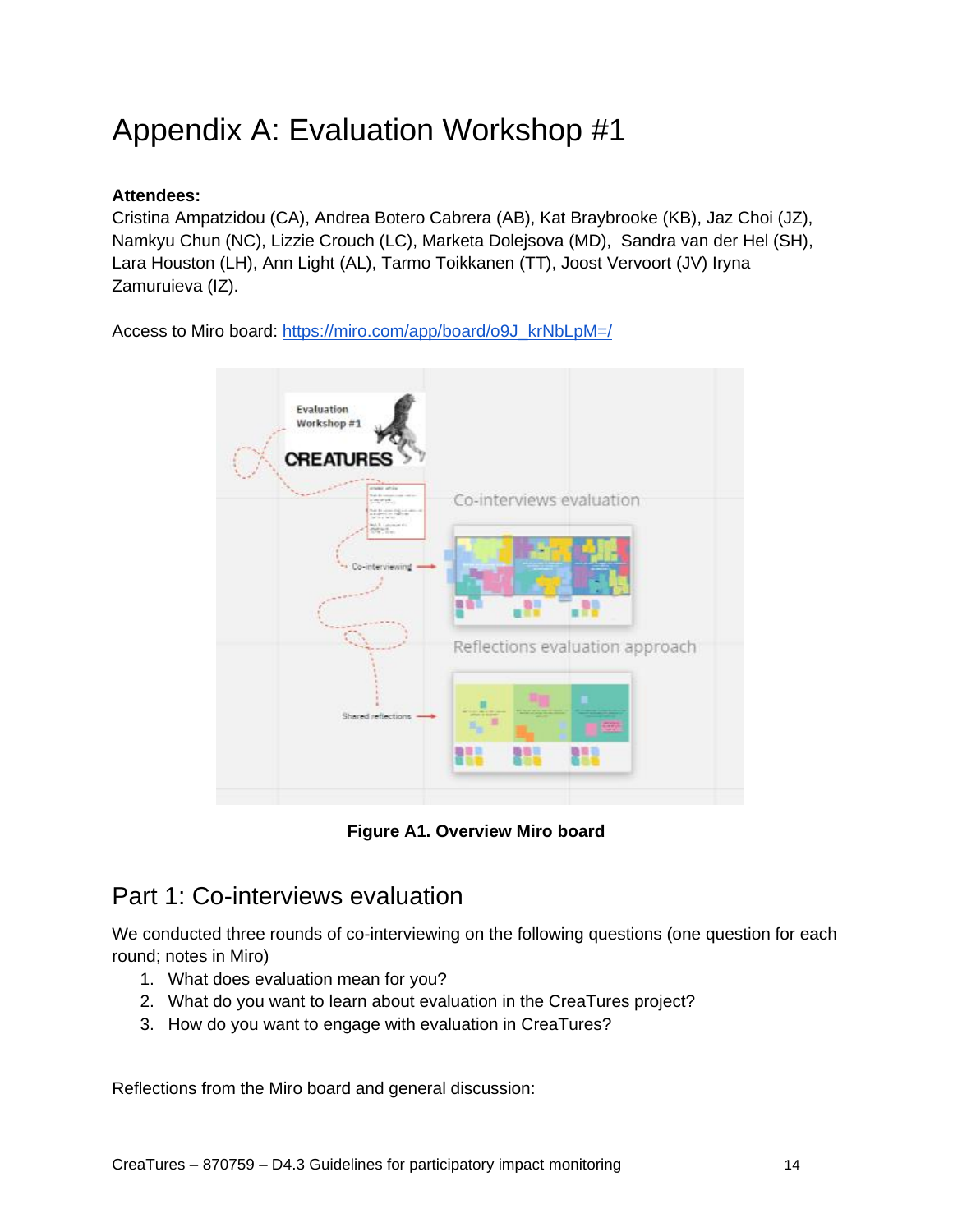# Appendix A: Evaluation Workshop #1

**Attendees:**
Cristina Ampatzidou (CA), Andrea Botero Cabrera (AB), Kat Braybrooke (KB), Jaz Choi (JZ), Namkyu Chun (NC), Lizzie Crouch (LC), Marketa Dolejsova (MD), Sandra van der Hel (SH), Lara Houston (LH), Ann Light (AL), Tarmo Toikkanen (TT), Joost Vervoort (JV) Iryna Zamuruieva (IZ).

Access to Miro board: [https://miro.com/app/board/o9J_krNbLpM=/](https://miro.com/app/board/o9J_krNbLpM=/)

**Figure A1. Overview Miro board**

## Part 1: Co-interviews evaluation

We conducted three rounds of co-interviewing on the following questions (one question for each round; notes in Miro)

1. What does evaluation mean for you?
2. What do you want to learn about evaluation in the CreaTures project?
3. How do you want to engage with evaluation in CreaTures?

Reflections from the Miro board and general discussion: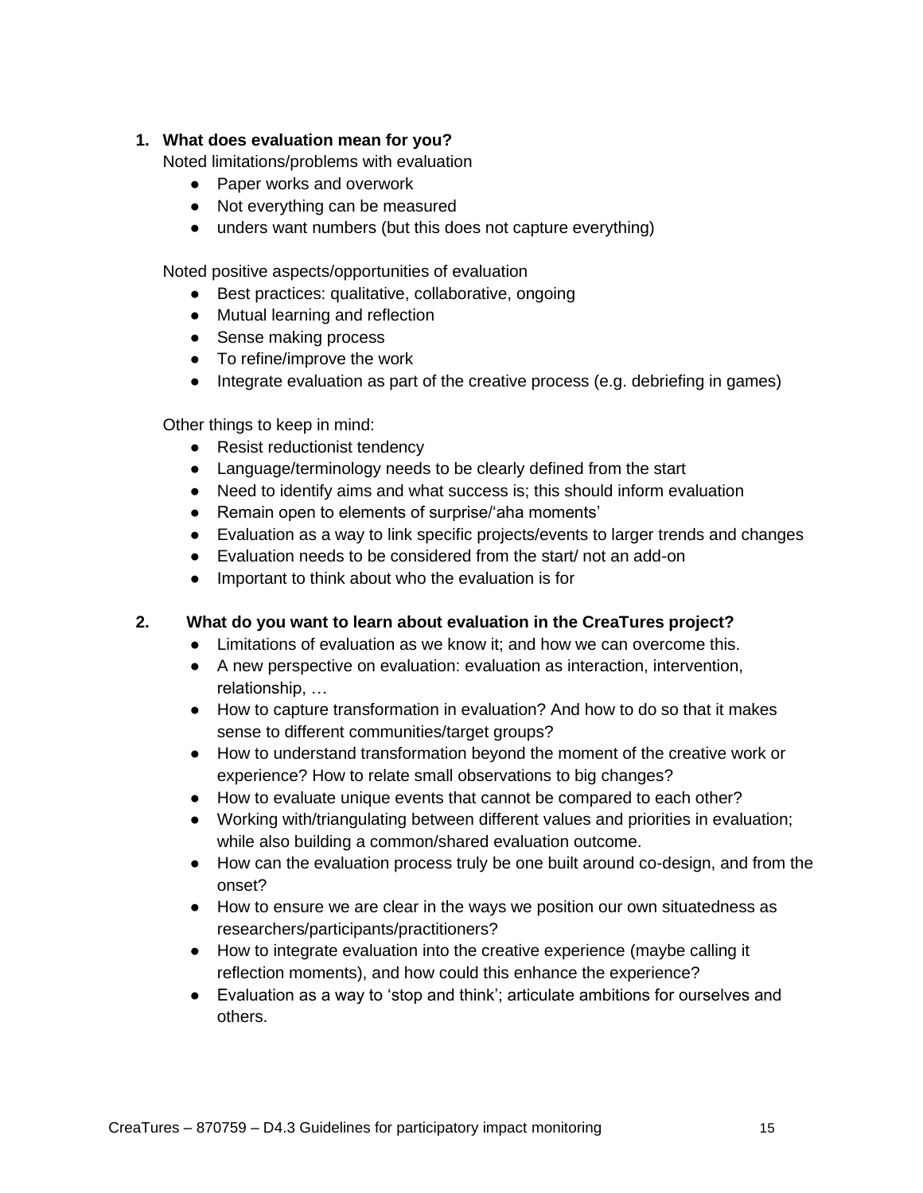1. **What does evaluation mean for you?**

   Noted limitations/problems with evaluation

   - Paper works and overwork
   - Not everything can be measured
   - unders want numbers (but this does not capture everything)

   Noted positive aspects/opportunities of evaluation

   - Best practices: qualitative, collaborative, ongoing
   - Mutual learning and reflection
   - Sense making process
   - To refine/improve the work
   - Integrate evaluation as part of the creative process (e.g. debriefing in games)

   Other things to keep in mind:

   - Resist reductionist tendency
   - Language/terminology needs to be clearly defined from the start
   - Need to identify aims and what success is; this should inform evaluation
   - Remain open to elements of surprise/'aha moments'
   - Evaluation as a way to link specific projects/events to larger trends and changes
   - Evaluation needs to be considered from the start/ not an add-on
   - Important to think about who the evaluation is for

2. **What do you want to learn about evaluation in the CreaTures project?**

   - Limitations of evaluation as we know it; and how we can overcome this.
   - A new perspective on evaluation: evaluation as interaction, intervention, relationship, …
   - How to capture transformation in evaluation? And how to do so that it makes sense to different communities/target groups?
   - How to understand transformation beyond the moment of the creative work or experience? How to relate small observations to big changes?
   - How to evaluate unique events that cannot be compared to each other?
   - Working with/triangulating between different values and priorities in evaluation; while also building a common/shared evaluation outcome.
   - How can the evaluation process truly be one built around co-design, and from the onset?
   - How to ensure we are clear in the ways we position our own situatedness as researchers/participants/practitioners?
   - How to integrate evaluation into the creative experience (maybe calling it reflection moments), and how could this enhance the experience?
   - Evaluation as a way to 'stop and think'; articulate ambitions for ourselves and others.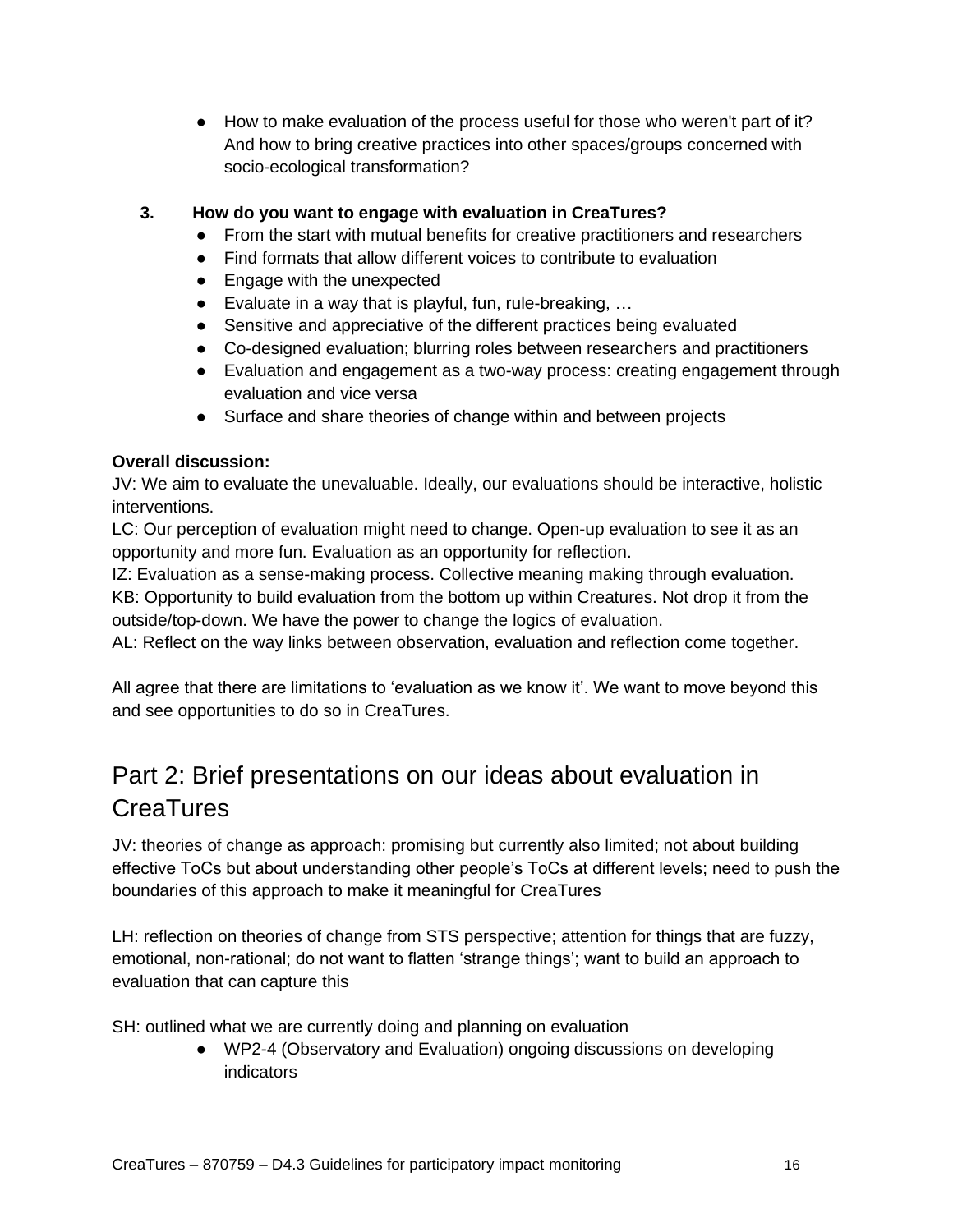- How to make evaluation of the process useful for those who weren't part of it? And how to bring creative practices into other spaces/groups concerned with socio-ecological transformation?

**3. How do you want to engage with evaluation in CreaTures?**

- From the start with mutual benefits for creative practitioners and researchers
- Find formats that allow different voices to contribute to evaluation
- Engage with the unexpected
- Evaluate in a way that is playful, fun, rule-breaking, …
- Sensitive and appreciative of the different practices being evaluated
- Co-designed evaluation; blurring roles between researchers and practitioners
- Evaluation and engagement as a two-way process: creating engagement through evaluation and vice versa
- Surface and share theories of change within and between projects

**Overall discussion:**

JV: We aim to evaluate the unevaluable. Ideally, our evaluations should be interactive, holistic interventions.

LC: Our perception of evaluation might need to change. Open-up evaluation to see it as an opportunity and more fun. Evaluation as an opportunity for reflection.

IZ: Evaluation as a sense-making process. Collective meaning making through evaluation.

KB: Opportunity to build evaluation from the bottom up within Creatures. Not drop it from the outside/top-down. We have the power to change the logics of evaluation.

AL: Reflect on the way links between observation, evaluation and reflection come together.

All agree that there are limitations to 'evaluation as we know it'. We want to move beyond this and see opportunities to do so in CreaTures.

## Part 2: Brief presentations on our ideas about evaluation in CreaTures

JV: theories of change as approach: promising but currently also limited; not about building effective ToCs but about understanding other people's ToCs at different levels; need to push the boundaries of this approach to make it meaningful for CreaTures

LH: reflection on theories of change from STS perspective; attention for things that are fuzzy, emotional, non-rational; do not want to flatten 'strange things'; want to build an approach to evaluation that can capture this

SH: outlined what we are currently doing and planning on evaluation

- WP2-4 (Observatory and Evaluation) ongoing discussions on developing indicators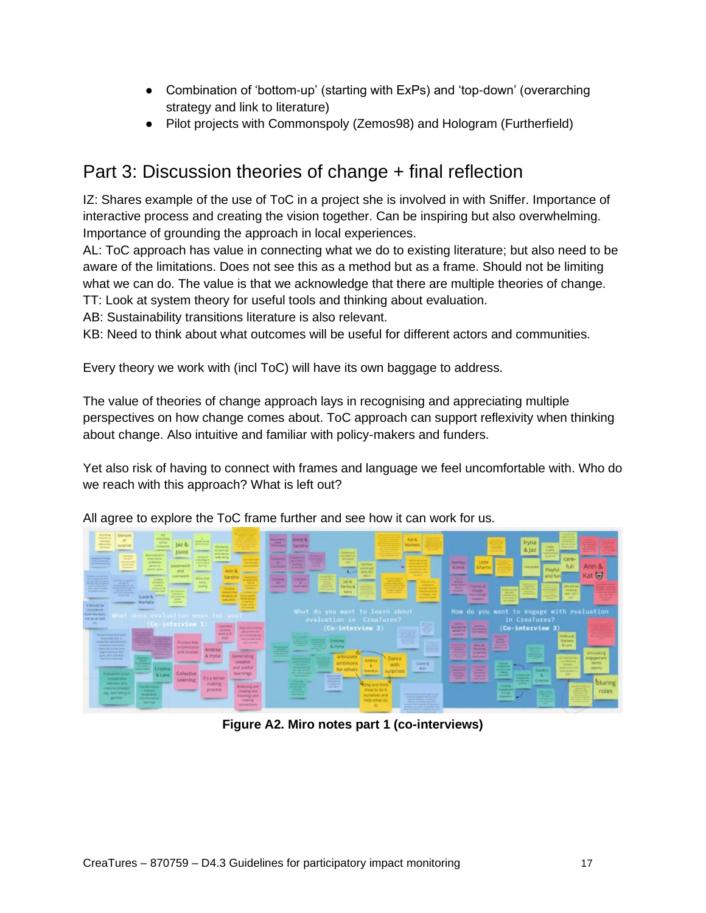- Combination of 'bottom-up' (starting with ExPs) and 'top-down' (overarching strategy and link to literature)
- Pilot projects with Commonspoly (Zemos98) and Hologram (Furtherfield)

## Part 3: Discussion theories of change + final reflection

IZ: Shares example of the use of ToC in a project she is involved in with Sniffer. Importance of interactive process and creating the vision together. Can be inspiring but also overwhelming. Importance of grounding the approach in local experiences.
AL: ToC approach has value in connecting what we do to existing literature; but also need to be aware of the limitations. Does not see this as a method but as a frame. Should not be limiting what we can do. The value is that we acknowledge that there are multiple theories of change.
TT: Look at system theory for useful tools and thinking about evaluation.
AB: Sustainability transitions literature is also relevant.
KB: Need to think about what outcomes will be useful for different actors and communities.

Every theory we work with (incl ToC) will have its own baggage to address.

The value of theories of change approach lays in recognising and appreciating multiple perspectives on how change comes about. ToC approach can support reflexivity when thinking about change. Also intuitive and familiar with policy-makers and funders.

Yet also risk of having to connect with frames and language we feel uncomfortable with. Who do we reach with this approach? What is left out?

All agree to explore the ToC frame further and see how it can work for us.

**Figure A2. Miro notes part 1 (co-interviews)**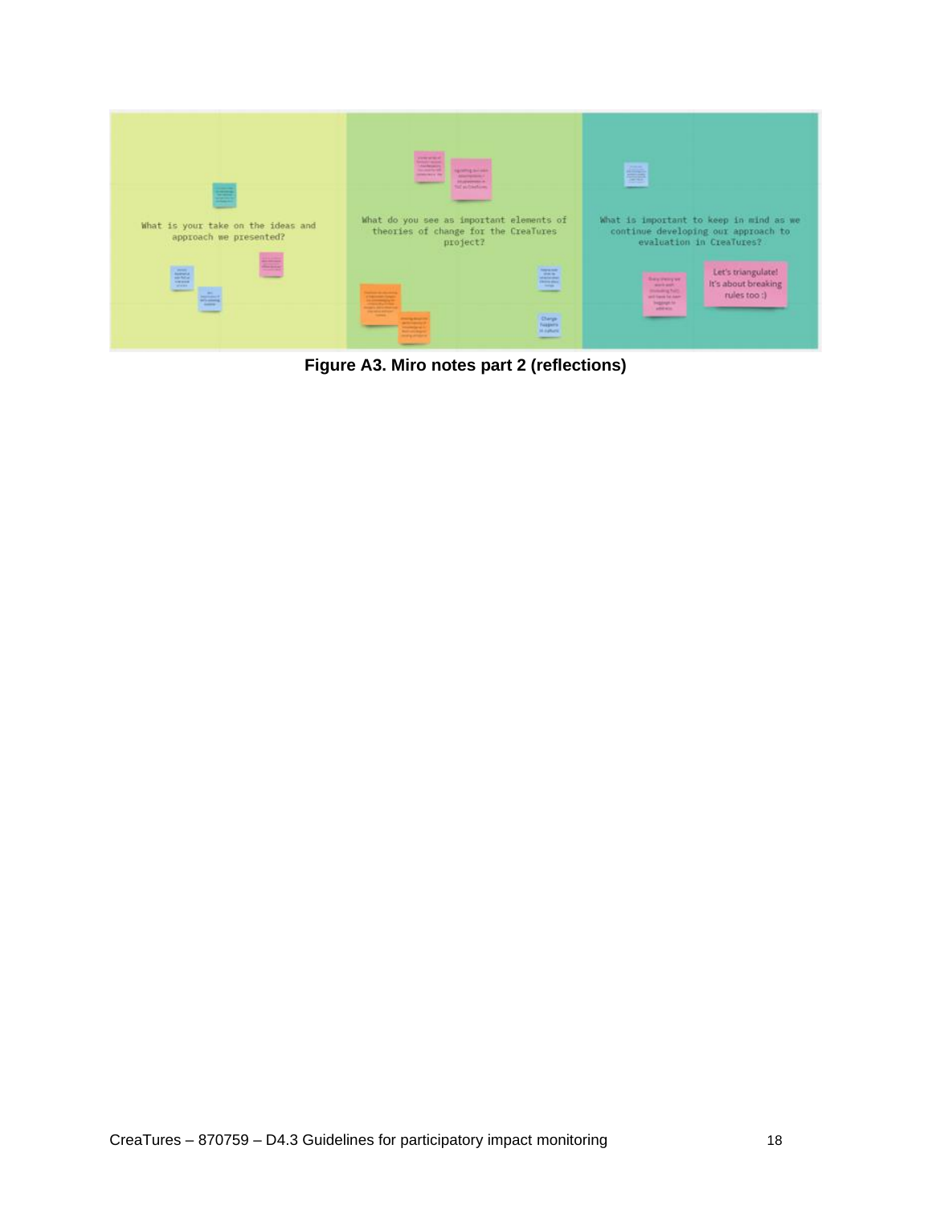What is your take on the ideas and approach we presented?

What do you see as important elements of theories of change for the CreaTures project?

What is important to keep in mind as we continue developing our approach to evaluation in CreaTures?

Let's triangulate! It's about breaking rules too :)

**Figure A3. Miro notes part 2 (reflections)**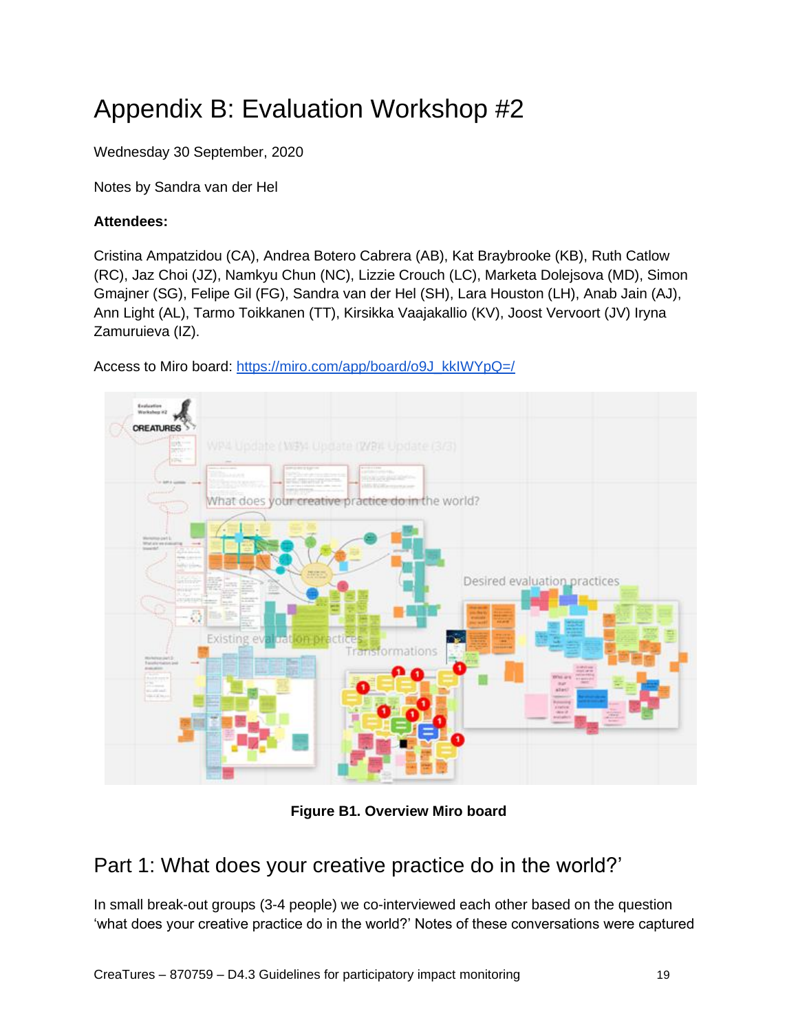# Appendix B: Evaluation Workshop #2

Wednesday 30 September, 2020

Notes by Sandra van der Hel

**Attendees:**

Cristina Ampatzidou (CA), Andrea Botero Cabrera (AB), Kat Braybrooke (KB), Ruth Catlow (RC), Jaz Choi (JZ), Namkyu Chun (NC), Lizzie Crouch (LC), Marketa Dolejsova (MD), Simon Gmajner (SG), Felipe Gil (FG), Sandra van der Hel (SH), Lara Houston (LH), Anab Jain (AJ), Ann Light (AL), Tarmo Toikkanen (TT), Kirsikka Vaajakallio (KV), Joost Vervoort (JV) Iryna Zamuruieva (IZ).

Access to Miro board: https://miro.com/app/board/o9J_kkIWYpQ=/

**Figure B1. Overview Miro board**

## Part 1: What does your creative practice do in the world?'

In small break-out groups (3-4 people) we co-interviewed each other based on the question 'what does your creative practice do in the world?' Notes of these conversations were captured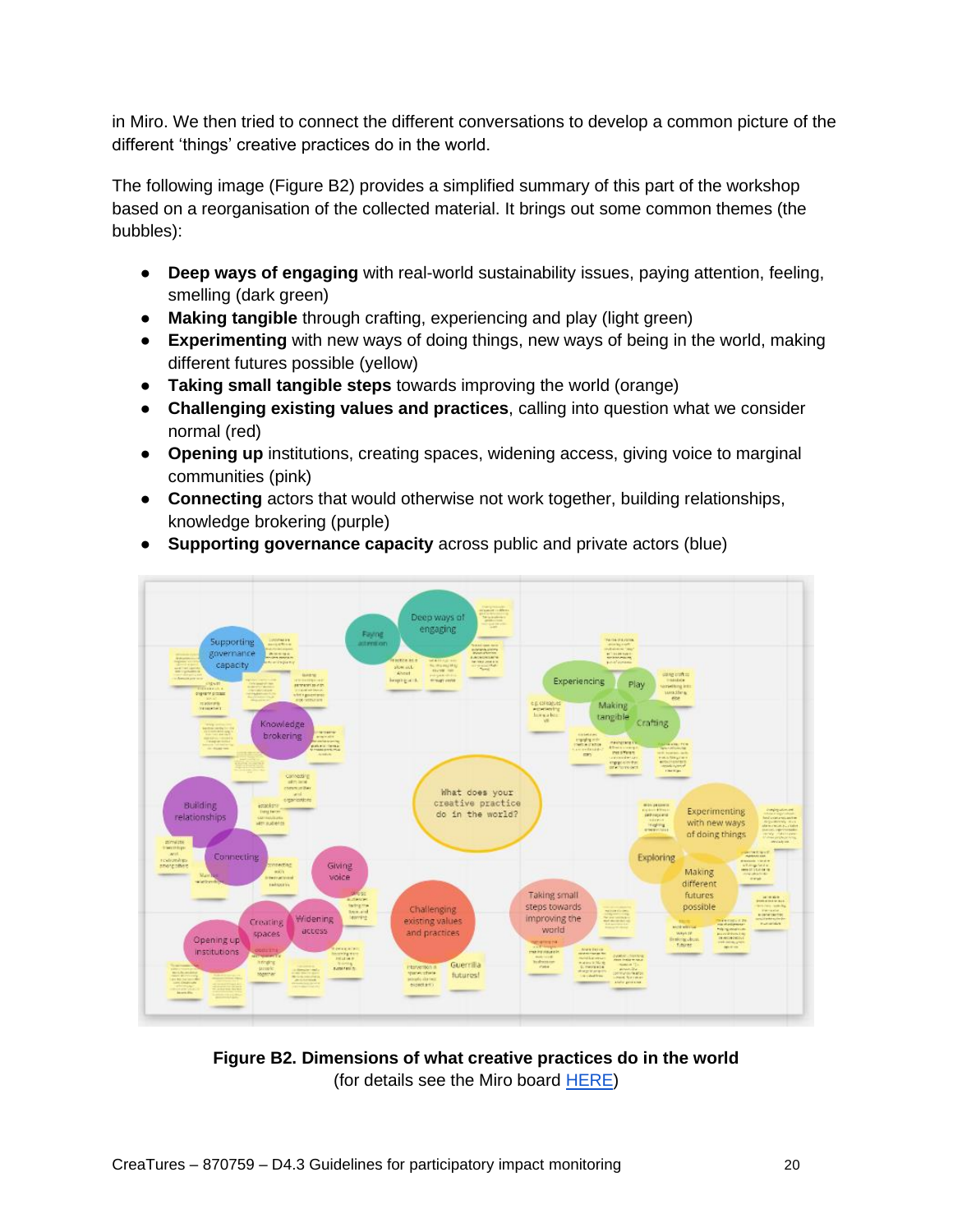in Miro. We then tried to connect the different conversations to develop a common picture of the different 'things' creative practices do in the world.

The following image (Figure B2) provides a simplified summary of this part of the workshop based on a reorganisation of the collected material. It brings out some common themes (the bubbles):

- **Deep ways of engaging** with real-world sustainability issues, paying attention, feeling, smelling (dark green)
- **Making tangible** through crafting, experiencing and play (light green)
- **Experimenting** with new ways of doing things, new ways of being in the world, making different futures possible (yellow)
- **Taking small tangible steps** towards improving the world (orange)
- **Challenging existing values and practices**, calling into question what we consider normal (red)
- **Opening up** institutions, creating spaces, widening access, giving voice to marginal communities (pink)
- **Connecting** actors that would otherwise not work together, building relationships, knowledge brokering (purple)
- **Supporting governance capacity** across public and private actors (blue)

**Figure B2. Dimensions of what creative practices do in the world**
(for details see the Miro board HERE)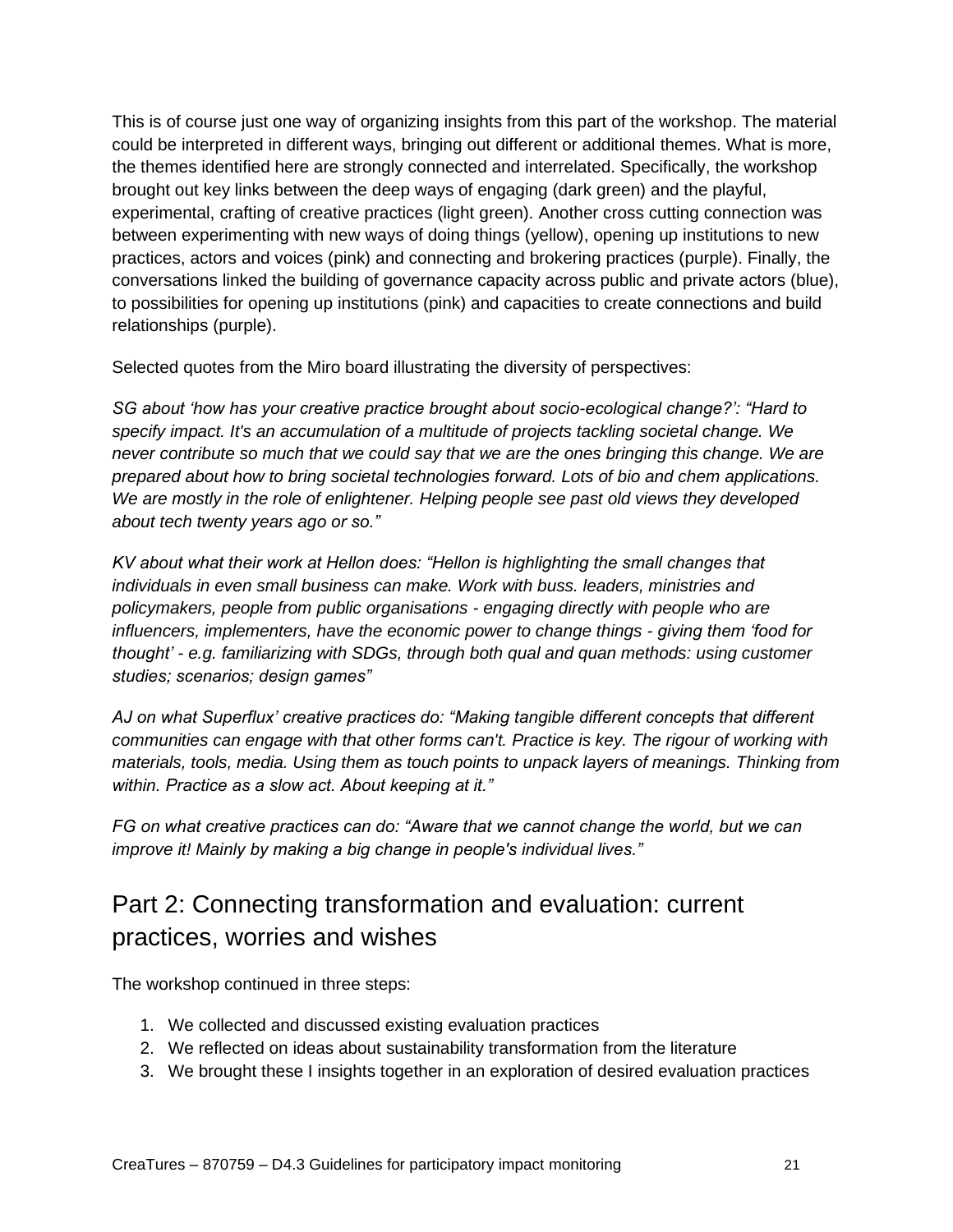This is of course just one way of organizing insights from this part of the workshop. The material could be interpreted in different ways, bringing out different or additional themes. What is more, the themes identified here are strongly connected and interrelated. Specifically, the workshop brought out key links between the deep ways of engaging (dark green) and the playful, experimental, crafting of creative practices (light green). Another cross cutting connection was between experimenting with new ways of doing things (yellow), opening up institutions to new practices, actors and voices (pink) and connecting and brokering practices (purple). Finally, the conversations linked the building of governance capacity across public and private actors (blue), to possibilities for opening up institutions (pink) and capacities to create connections and build relationships (purple).

Selected quotes from the Miro board illustrating the diversity of perspectives:

*SG about 'how has your creative practice brought about socio-ecological change?': "Hard to specify impact. It's an accumulation of a multitude of projects tackling societal change. We never contribute so much that we could say that we are the ones bringing this change. We are prepared about how to bring societal technologies forward. Lots of bio and chem applications. We are mostly in the role of enlightener. Helping people see past old views they developed about tech twenty years ago or so."*

*KV about what their work at Hellon does: "Hellon is highlighting the small changes that individuals in even small business can make. Work with buss. leaders, ministries and policymakers, people from public organisations - engaging directly with people who are influencers, implementers, have the economic power to change things - giving them 'food for thought' - e.g. familiarizing with SDGs, through both qual and quan methods: using customer studies; scenarios; design games"*

*AJ on what Superflux' creative practices do: "Making tangible different concepts that different communities can engage with that other forms can't. Practice is key. The rigour of working with materials, tools, media. Using them as touch points to unpack layers of meanings. Thinking from within. Practice as a slow act. About keeping at it."*

*FG on what creative practices can do: "Aware that we cannot change the world, but we can improve it! Mainly by making a big change in people's individual lives."*

## Part 2: Connecting transformation and evaluation: current practices, worries and wishes

The workshop continued in three steps:

1. We collected and discussed existing evaluation practices
2. We reflected on ideas about sustainability transformation from the literature
3. We brought these I insights together in an exploration of desired evaluation practices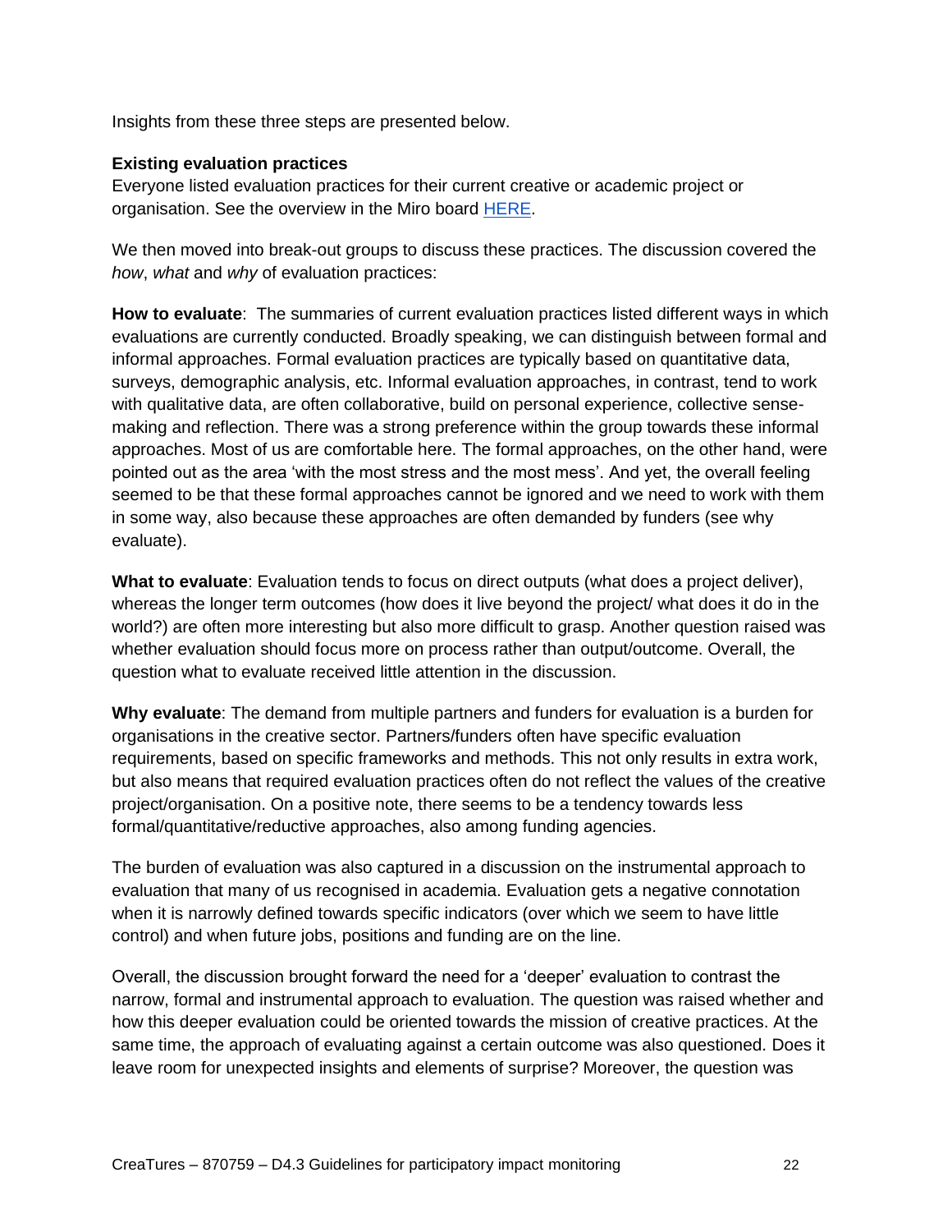Insights from these three steps are presented below.

**Existing evaluation practices**
Everyone listed evaluation practices for their current creative or academic project or organisation. See the overview in the Miro board HERE.

We then moved into break-out groups to discuss these practices. The discussion covered the *how*, *what* and *why* of evaluation practices:

**How to evaluate**: The summaries of current evaluation practices listed different ways in which evaluations are currently conducted. Broadly speaking, we can distinguish between formal and informal approaches. Formal evaluation practices are typically based on quantitative data, surveys, demographic analysis, etc. Informal evaluation approaches, in contrast, tend to work with qualitative data, are often collaborative, build on personal experience, collective sense-making and reflection. There was a strong preference within the group towards these informal approaches. Most of us are comfortable here. The formal approaches, on the other hand, were pointed out as the area 'with the most stress and the most mess'. And yet, the overall feeling seemed to be that these formal approaches cannot be ignored and we need to work with them in some way, also because these approaches are often demanded by funders (see why evaluate).

**What to evaluate**: Evaluation tends to focus on direct outputs (what does a project deliver), whereas the longer term outcomes (how does it live beyond the project/ what does it do in the world?) are often more interesting but also more difficult to grasp. Another question raised was whether evaluation should focus more on process rather than output/outcome. Overall, the question what to evaluate received little attention in the discussion.

**Why evaluate**: The demand from multiple partners and funders for evaluation is a burden for organisations in the creative sector. Partners/funders often have specific evaluation requirements, based on specific frameworks and methods. This not only results in extra work, but also means that required evaluation practices often do not reflect the values of the creative project/organisation. On a positive note, there seems to be a tendency towards less formal/quantitative/reductive approaches, also among funding agencies.

The burden of evaluation was also captured in a discussion on the instrumental approach to evaluation that many of us recognised in academia. Evaluation gets a negative connotation when it is narrowly defined towards specific indicators (over which we seem to have little control) and when future jobs, positions and funding are on the line.

Overall, the discussion brought forward the need for a 'deeper' evaluation to contrast the narrow, formal and instrumental approach to evaluation. The question was raised whether and how this deeper evaluation could be oriented towards the mission of creative practices. At the same time, the approach of evaluating against a certain outcome was also questioned. Does it leave room for unexpected insights and elements of surprise? Moreover, the question was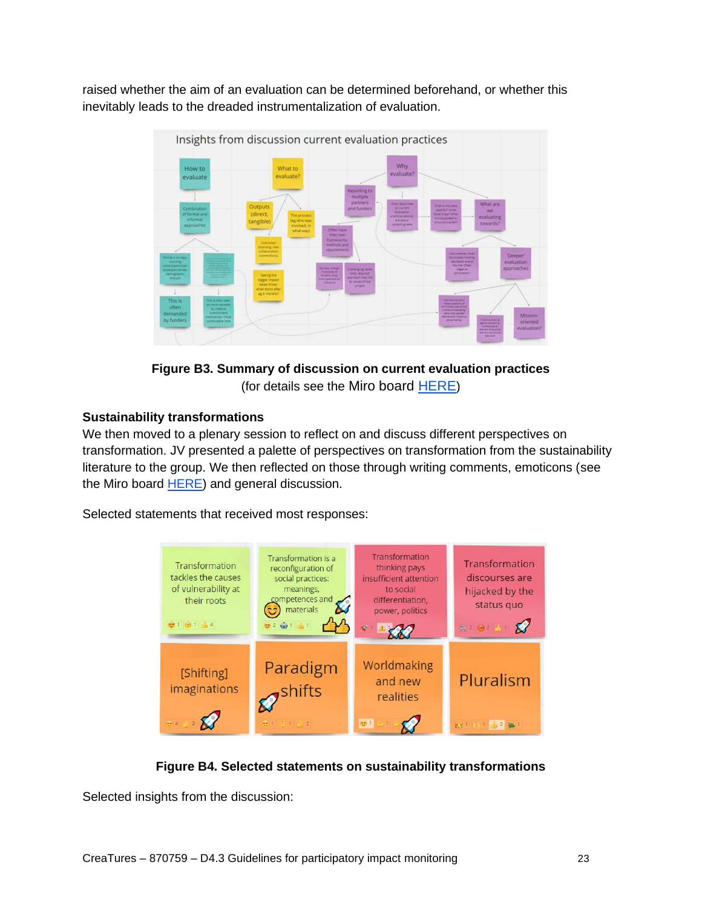raised whether the aim of an evaluation can be determined beforehand, or whether this inevitably leads to the dreaded instrumentalization of evaluation.

**Figure B3. Summary of discussion on current evaluation practices**
(for details see the Miro board [HERE](#))

**Sustainability transformations**

We then moved to a plenary session to reflect on and discuss different perspectives on transformation. JV presented a palette of perspectives on transformation from the sustainability literature to the group. We then reflected on those through writing comments, emoticons (see the Miro board [HERE](#)) and general discussion.

Selected statements that received most responses:

**Figure B4. Selected statements on sustainability transformations**

Selected insights from the discussion: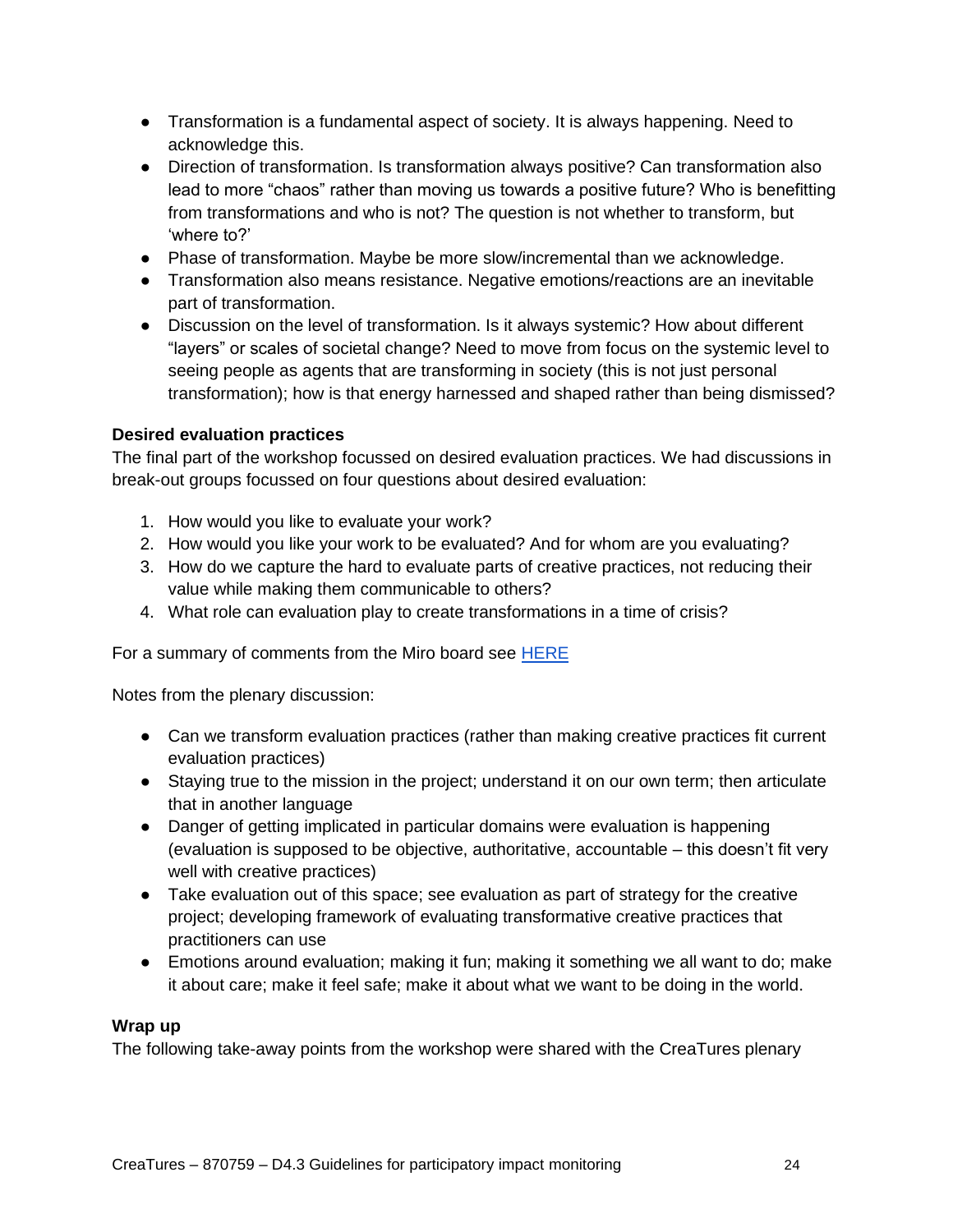- Transformation is a fundamental aspect of society. It is always happening. Need to acknowledge this.
- Direction of transformation. Is transformation always positive? Can transformation also lead to more "chaos" rather than moving us towards a positive future? Who is benefitting from transformations and who is not? The question is not whether to transform, but 'where to?'
- Phase of transformation. Maybe be more slow/incremental than we acknowledge.
- Transformation also means resistance. Negative emotions/reactions are an inevitable part of transformation.
- Discussion on the level of transformation. Is it always systemic? How about different "layers" or scales of societal change? Need to move from focus on the systemic level to seeing people as agents that are transforming in society (this is not just personal transformation); how is that energy harnessed and shaped rather than being dismissed?

**Desired evaluation practices**

The final part of the workshop focussed on desired evaluation practices. We had discussions in break-out groups focussed on four questions about desired evaluation:

1. How would you like to evaluate your work?
2. How would you like your work to be evaluated? And for whom are you evaluating?
3. How do we capture the hard to evaluate parts of creative practices, not reducing their value while making them communicable to others?
4. What role can evaluation play to create transformations in a time of crisis?

For a summary of comments from the Miro board see [HERE]

Notes from the plenary discussion:

- Can we transform evaluation practices (rather than making creative practices fit current evaluation practices)
- Staying true to the mission in the project; understand it on our own term; then articulate that in another language
- Danger of getting implicated in particular domains were evaluation is happening (evaluation is supposed to be objective, authoritative, accountable – this doesn't fit very well with creative practices)
- Take evaluation out of this space; see evaluation as part of strategy for the creative project; developing framework of evaluating transformative creative practices that practitioners can use
- Emotions around evaluation; making it fun; making it something we all want to do; make it about care; make it feel safe; make it about what we want to be doing in the world.

**Wrap up**

The following take-away points from the workshop were shared with the CreaTures plenary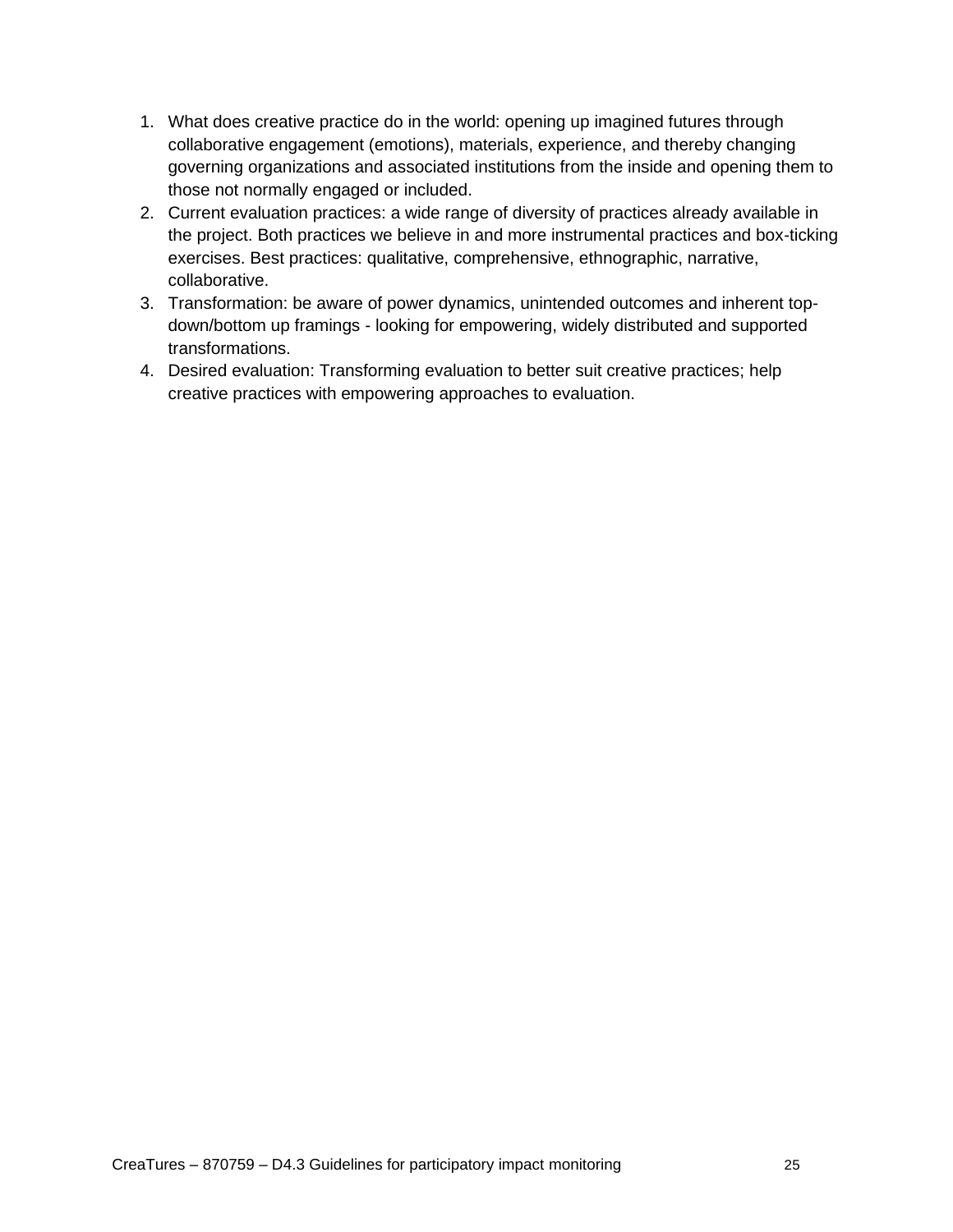1. What does creative practice do in the world: opening up imagined futures through collaborative engagement (emotions), materials, experience, and thereby changing governing organizations and associated institutions from the inside and opening them to those not normally engaged or included.
2. Current evaluation practices: a wide range of diversity of practices already available in the project. Both practices we believe in and more instrumental practices and box-ticking exercises. Best practices: qualitative, comprehensive, ethnographic, narrative, collaborative.
3. Transformation: be aware of power dynamics, unintended outcomes and inherent top-down/bottom up framings - looking for empowering, widely distributed and supported transformations.
4. Desired evaluation: Transforming evaluation to better suit creative practices; help creative practices with empowering approaches to evaluation.